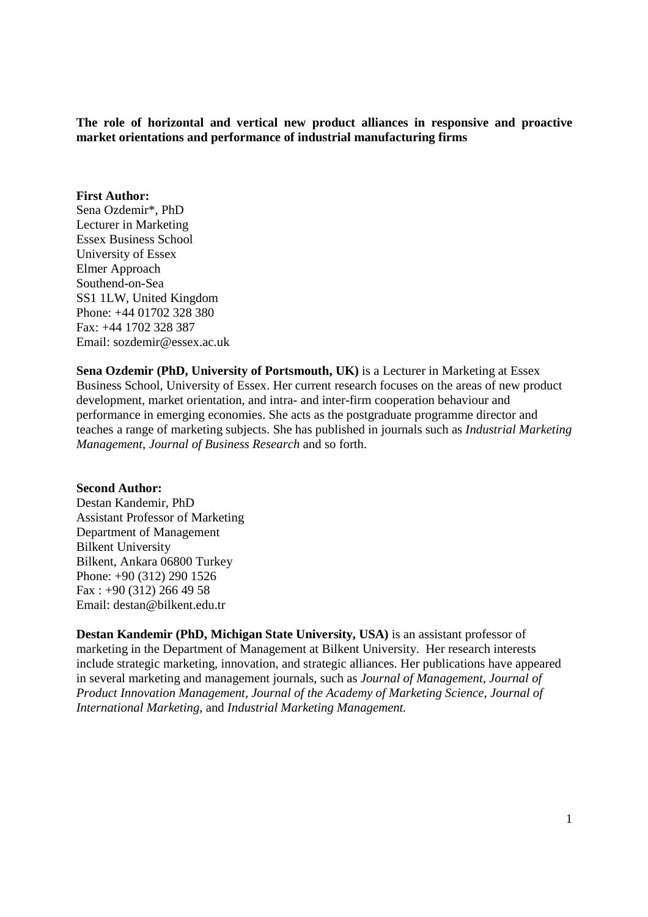**The role of horizontal and vertical new product alliances in responsive and proactive market orientations and performance of industrial manufacturing firms**

**First Author:**
Sena Ozdemir*, PhD
Lecturer in Marketing
Essex Business School
University of Essex
Elmer Approach
Southend-on-Sea
SS1 1LW, United Kingdom
Phone: +44 01702 328 380
Fax: +44 1702 328 387
Email: sozdemir@essex.ac.uk

**Sena Ozdemir (PhD, University of Portsmouth, UK)** is a Lecturer in Marketing at Essex Business School, University of Essex. Her current research focuses on the areas of new product development, market orientation, and intra- and inter-firm cooperation behaviour and performance in emerging economies. She acts as the postgraduate programme director and teaches a range of marketing subjects. She has published in journals such as *Industrial Marketing Management, Journal of Business Research* and so forth.

**Second Author:**
Destan Kandemir, PhD
Assistant Professor of Marketing
Department of Management
Bilkent University
Bilkent, Ankara 06800 Turkey
Phone: +90 (312) 290 1526
Fax : +90 (312) 266 49 58
Email: destan@bilkent.edu.tr

**Destan Kandemir (PhD, Michigan State University, USA)** is an assistant professor of marketing in the Department of Management at Bilkent University. Her research interests include strategic marketing, innovation, and strategic alliances. Her publications have appeared in several marketing and management journals, such as *Journal of Management*, *Journal of Product Innovation Management*, *Journal of the Academy of Marketing Science*, *Journal of International Marketing*, and *Industrial Marketing Management.*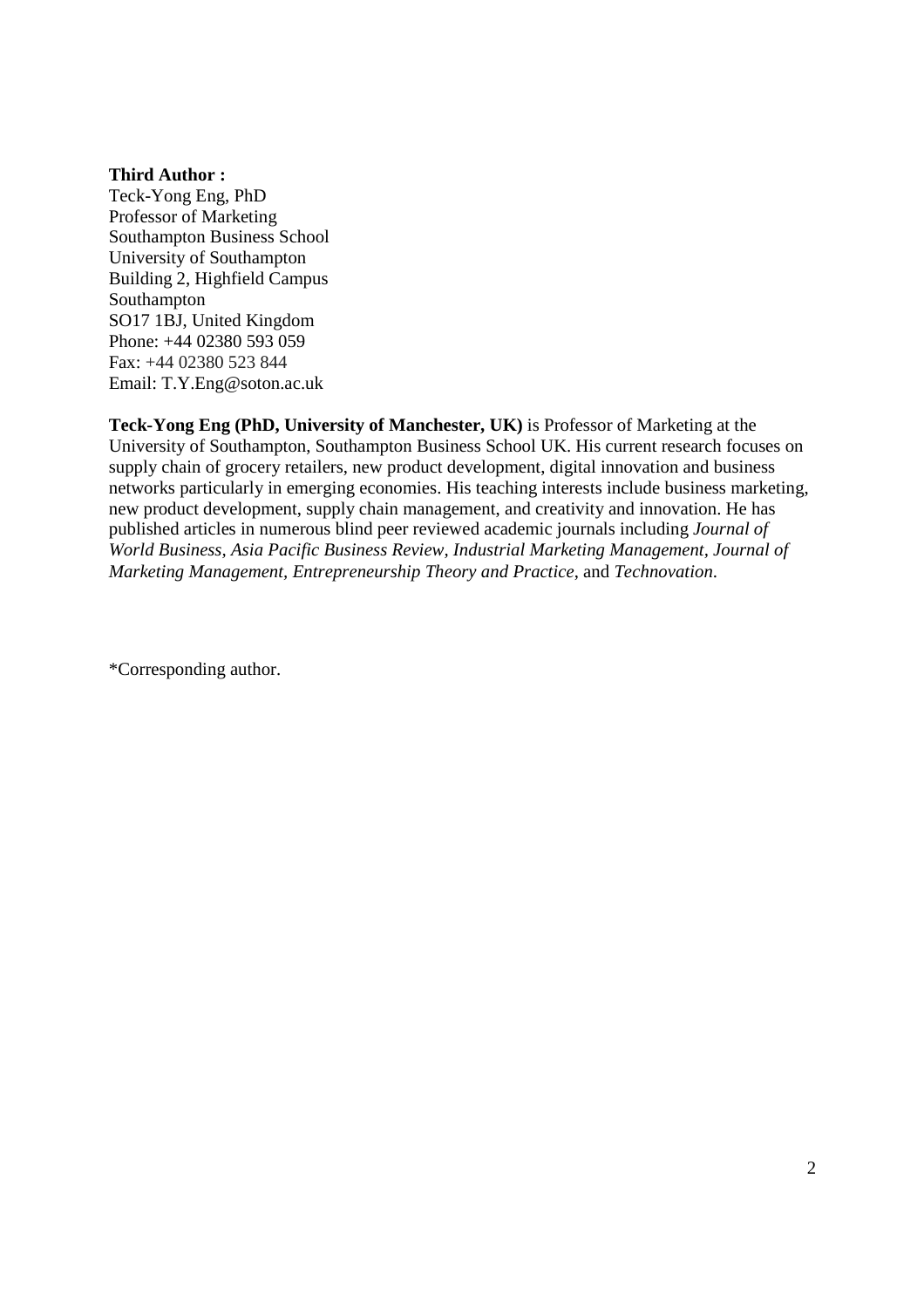**Third Author :**
Teck-Yong Eng, PhD
Professor of Marketing
Southampton Business School
University of Southampton
Building 2, Highfield Campus
Southampton
SO17 1BJ, United Kingdom
Phone: +44 02380 593 059
Fax: +44 02380 523 844
Email: T.Y.Eng@soton.ac.uk

**Teck-Yong Eng (PhD, University of Manchester, UK)** is Professor of Marketing at the University of Southampton, Southampton Business School UK. His current research focuses on supply chain of grocery retailers, new product development, digital innovation and business networks particularly in emerging economies. His teaching interests include business marketing, new product development, supply chain management, and creativity and innovation. He has published articles in numerous blind peer reviewed academic journals including *Journal of World Business, Asia Pacific Business Review, Industrial Marketing Management, Journal of Marketing Management, Entrepreneurship Theory and Practice*, and *Technovation*.

*Corresponding author.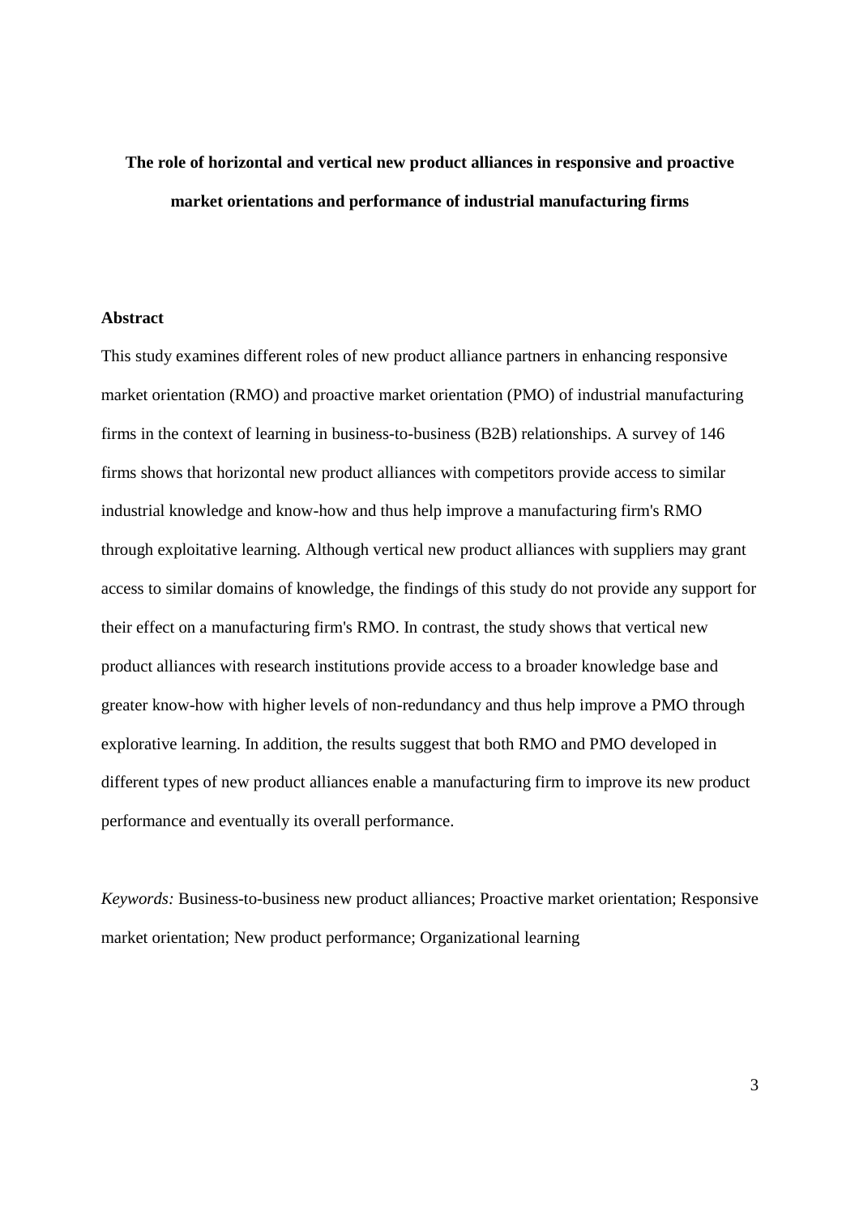# The role of horizontal and vertical new product alliances in responsive and proactive market orientations and performance of industrial manufacturing firms

## Abstract

This study examines different roles of new product alliance partners in enhancing responsive market orientation (RMO) and proactive market orientation (PMO) of industrial manufacturing firms in the context of learning in business-to-business (B2B) relationships. A survey of 146 firms shows that horizontal new product alliances with competitors provide access to similar industrial knowledge and know-how and thus help improve a manufacturing firm's RMO through exploitative learning. Although vertical new product alliances with suppliers may grant access to similar domains of knowledge, the findings of this study do not provide any support for their effect on a manufacturing firm's RMO. In contrast, the study shows that vertical new product alliances with research institutions provide access to a broader knowledge base and greater know-how with higher levels of non-redundancy and thus help improve a PMO through explorative learning. In addition, the results suggest that both RMO and PMO developed in different types of new product alliances enable a manufacturing firm to improve its new product performance and eventually its overall performance.

*Keywords:* Business-to-business new product alliances; Proactive market orientation; Responsive market orientation; New product performance; Organizational learning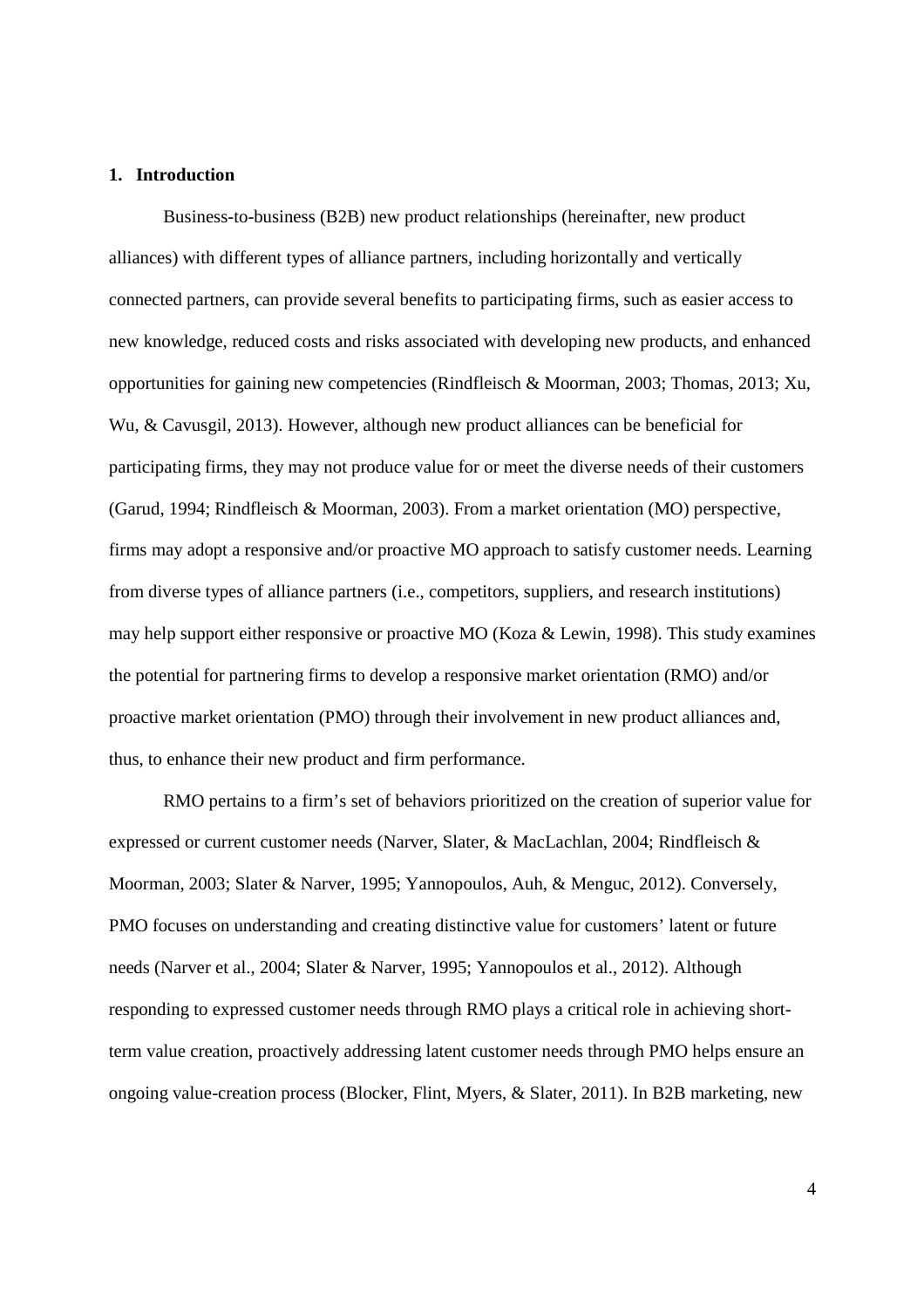## 1. Introduction

Business-to-business (B2B) new product relationships (hereinafter, new product alliances) with different types of alliance partners, including horizontally and vertically connected partners, can provide several benefits to participating firms, such as easier access to new knowledge, reduced costs and risks associated with developing new products, and enhanced opportunities for gaining new competencies (Rindfleisch & Moorman, 2003; Thomas, 2013; Xu, Wu, & Cavusgil, 2013). However, although new product alliances can be beneficial for participating firms, they may not produce value for or meet the diverse needs of their customers (Garud, 1994; Rindfleisch & Moorman, 2003). From a market orientation (MO) perspective, firms may adopt a responsive and/or proactive MO approach to satisfy customer needs. Learning from diverse types of alliance partners (i.e., competitors, suppliers, and research institutions) may help support either responsive or proactive MO (Koza & Lewin, 1998). This study examines the potential for partnering firms to develop a responsive market orientation (RMO) and/or proactive market orientation (PMO) through their involvement in new product alliances and, thus, to enhance their new product and firm performance.

RMO pertains to a firm's set of behaviors prioritized on the creation of superior value for expressed or current customer needs (Narver, Slater, & MacLachlan, 2004; Rindfleisch & Moorman, 2003; Slater & Narver, 1995; Yannopoulos, Auh, & Menguc, 2012). Conversely, PMO focuses on understanding and creating distinctive value for customers' latent or future needs (Narver et al., 2004; Slater & Narver, 1995; Yannopoulos et al., 2012). Although responding to expressed customer needs through RMO plays a critical role in achieving short-term value creation, proactively addressing latent customer needs through PMO helps ensure an ongoing value-creation process (Blocker, Flint, Myers, & Slater, 2011). In B2B marketing, new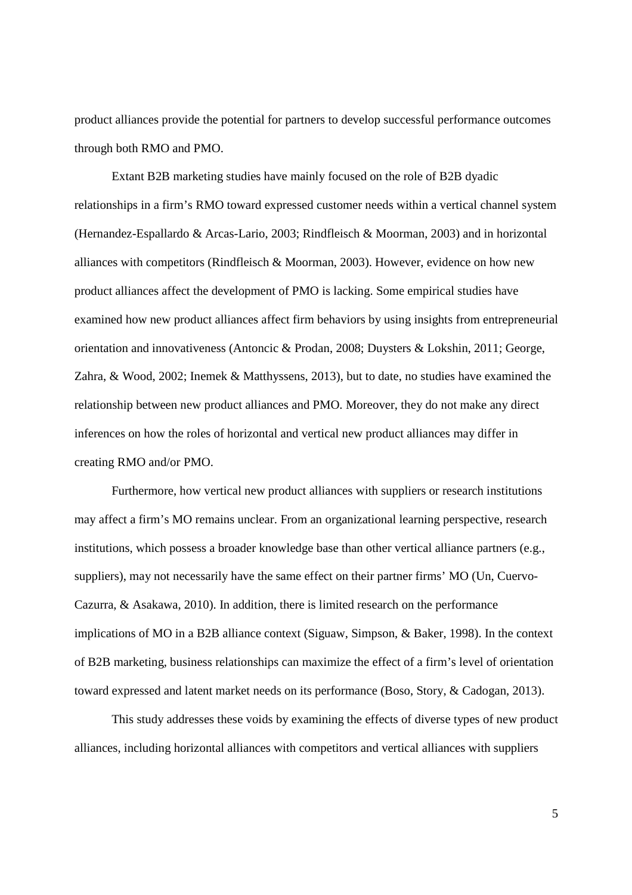product alliances provide the potential for partners to develop successful performance outcomes through both RMO and PMO.

Extant B2B marketing studies have mainly focused on the role of B2B dyadic relationships in a firm's RMO toward expressed customer needs within a vertical channel system (Hernandez-Espallardo & Arcas-Lario, 2003; Rindfleisch & Moorman, 2003) and in horizontal alliances with competitors (Rindfleisch & Moorman, 2003). However, evidence on how new product alliances affect the development of PMO is lacking. Some empirical studies have examined how new product alliances affect firm behaviors by using insights from entrepreneurial orientation and innovativeness (Antoncic & Prodan, 2008; Duysters & Lokshin, 2011; George, Zahra, & Wood, 2002; Inemek & Matthyssens, 2013), but to date, no studies have examined the relationship between new product alliances and PMO. Moreover, they do not make any direct inferences on how the roles of horizontal and vertical new product alliances may differ in creating RMO and/or PMO.

Furthermore, how vertical new product alliances with suppliers or research institutions may affect a firm's MO remains unclear. From an organizational learning perspective, research institutions, which possess a broader knowledge base than other vertical alliance partners (e.g., suppliers), may not necessarily have the same effect on their partner firms' MO (Un, Cuervo-Cazurra, & Asakawa, 2010). In addition, there is limited research on the performance implications of MO in a B2B alliance context (Siguaw, Simpson, & Baker, 1998). In the context of B2B marketing, business relationships can maximize the effect of a firm's level of orientation toward expressed and latent market needs on its performance (Boso, Story, & Cadogan, 2013).

This study addresses these voids by examining the effects of diverse types of new product alliances, including horizontal alliances with competitors and vertical alliances with suppliers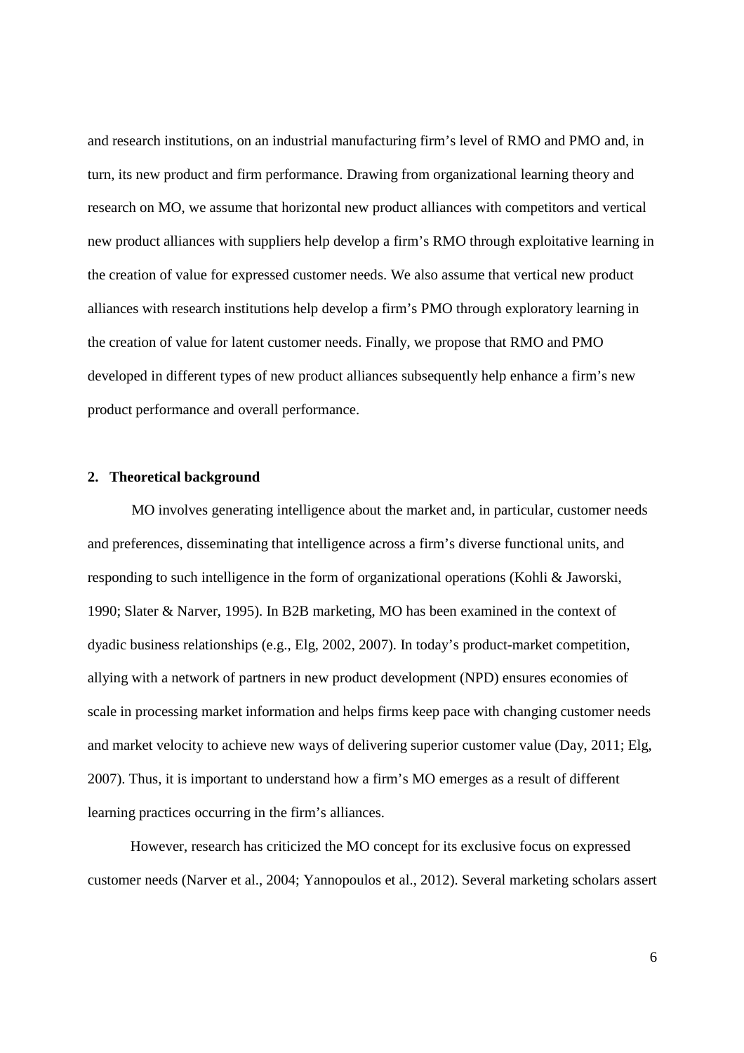and research institutions, on an industrial manufacturing firm's level of RMO and PMO and, in turn, its new product and firm performance. Drawing from organizational learning theory and research on MO, we assume that horizontal new product alliances with competitors and vertical new product alliances with suppliers help develop a firm's RMO through exploitative learning in the creation of value for expressed customer needs. We also assume that vertical new product alliances with research institutions help develop a firm's PMO through exploratory learning in the creation of value for latent customer needs. Finally, we propose that RMO and PMO developed in different types of new product alliances subsequently help enhance a firm's new product performance and overall performance.

## 2. Theoretical background

MO involves generating intelligence about the market and, in particular, customer needs and preferences, disseminating that intelligence across a firm's diverse functional units, and responding to such intelligence in the form of organizational operations (Kohli & Jaworski, 1990; Slater & Narver, 1995). In B2B marketing, MO has been examined in the context of dyadic business relationships (e.g., Elg, 2002, 2007). In today's product-market competition, allying with a network of partners in new product development (NPD) ensures economies of scale in processing market information and helps firms keep pace with changing customer needs and market velocity to achieve new ways of delivering superior customer value (Day, 2011; Elg, 2007). Thus, it is important to understand how a firm's MO emerges as a result of different learning practices occurring in the firm's alliances.

However, research has criticized the MO concept for its exclusive focus on expressed customer needs (Narver et al., 2004; Yannopoulos et al., 2012). Several marketing scholars assert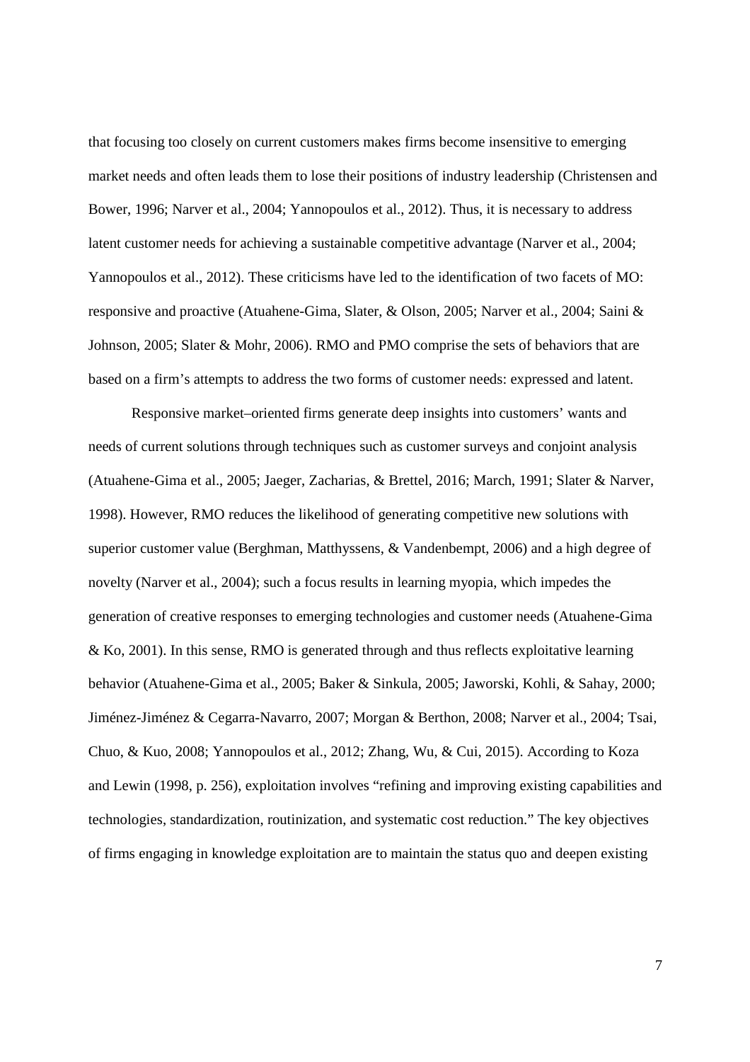that focusing too closely on current customers makes firms become insensitive to emerging market needs and often leads them to lose their positions of industry leadership (Christensen and Bower, 1996; Narver et al., 2004; Yannopoulos et al., 2012). Thus, it is necessary to address latent customer needs for achieving a sustainable competitive advantage (Narver et al., 2004; Yannopoulos et al., 2012). These criticisms have led to the identification of two facets of MO: responsive and proactive (Atuahene-Gima, Slater, & Olson, 2005; Narver et al., 2004; Saini & Johnson, 2005; Slater & Mohr, 2006). RMO and PMO comprise the sets of behaviors that are based on a firm's attempts to address the two forms of customer needs: expressed and latent.

Responsive market–oriented firms generate deep insights into customers' wants and needs of current solutions through techniques such as customer surveys and conjoint analysis (Atuahene-Gima et al., 2005; Jaeger, Zacharias, & Brettel, 2016; March, 1991; Slater & Narver, 1998). However, RMO reduces the likelihood of generating competitive new solutions with superior customer value (Berghman, Matthyssens, & Vandenbempt, 2006) and a high degree of novelty (Narver et al., 2004); such a focus results in learning myopia, which impedes the generation of creative responses to emerging technologies and customer needs (Atuahene-Gima & Ko, 2001). In this sense, RMO is generated through and thus reflects exploitative learning behavior (Atuahene-Gima et al., 2005; Baker & Sinkula, 2005; Jaworski, Kohli, & Sahay, 2000; Jiménez-Jiménez & Cegarra-Navarro, 2007; Morgan & Berthon, 2008; Narver et al., 2004; Tsai, Chuo, & Kuo, 2008; Yannopoulos et al., 2012; Zhang, Wu, & Cui, 2015). According to Koza and Lewin (1998, p. 256), exploitation involves "refining and improving existing capabilities and technologies, standardization, routinization, and systematic cost reduction." The key objectives of firms engaging in knowledge exploitation are to maintain the status quo and deepen existing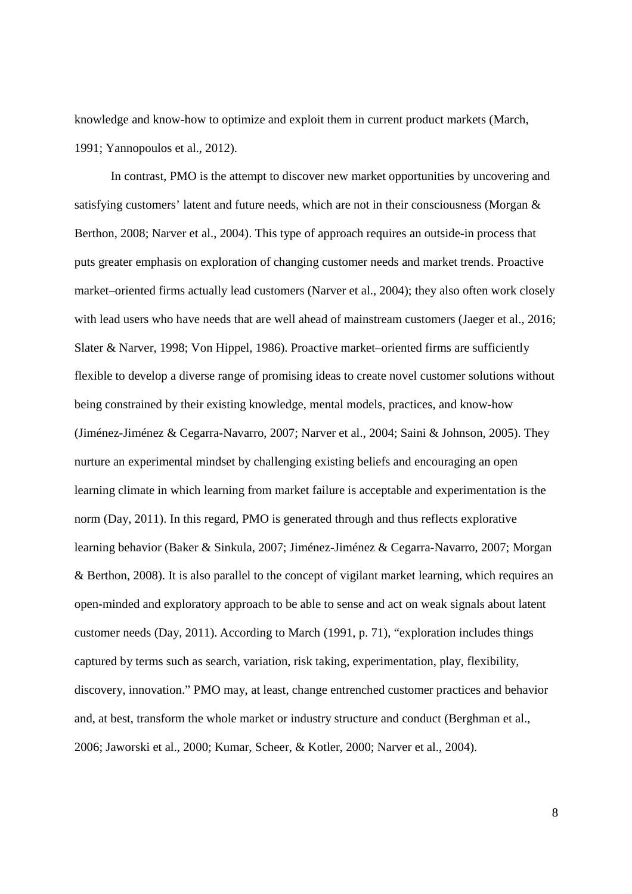knowledge and know-how to optimize and exploit them in current product markets (March, 1991; Yannopoulos et al., 2012).

In contrast, PMO is the attempt to discover new market opportunities by uncovering and satisfying customers' latent and future needs, which are not in their consciousness (Morgan & Berthon, 2008; Narver et al., 2004). This type of approach requires an outside-in process that puts greater emphasis on exploration of changing customer needs and market trends. Proactive market–oriented firms actually lead customers (Narver et al., 2004); they also often work closely with lead users who have needs that are well ahead of mainstream customers (Jaeger et al., 2016; Slater & Narver, 1998; Von Hippel, 1986). Proactive market–oriented firms are sufficiently flexible to develop a diverse range of promising ideas to create novel customer solutions without being constrained by their existing knowledge, mental models, practices, and know-how (Jiménez-Jiménez & Cegarra-Navarro, 2007; Narver et al., 2004; Saini & Johnson, 2005). They nurture an experimental mindset by challenging existing beliefs and encouraging an open learning climate in which learning from market failure is acceptable and experimentation is the norm (Day, 2011). In this regard, PMO is generated through and thus reflects explorative learning behavior (Baker & Sinkula, 2007; Jiménez-Jiménez & Cegarra-Navarro, 2007; Morgan & Berthon, 2008). It is also parallel to the concept of vigilant market learning, which requires an open-minded and exploratory approach to be able to sense and act on weak signals about latent customer needs (Day, 2011). According to March (1991, p. 71), "exploration includes things captured by terms such as search, variation, risk taking, experimentation, play, flexibility, discovery, innovation." PMO may, at least, change entrenched customer practices and behavior and, at best, transform the whole market or industry structure and conduct (Berghman et al., 2006; Jaworski et al., 2000; Kumar, Scheer, & Kotler, 2000; Narver et al., 2004).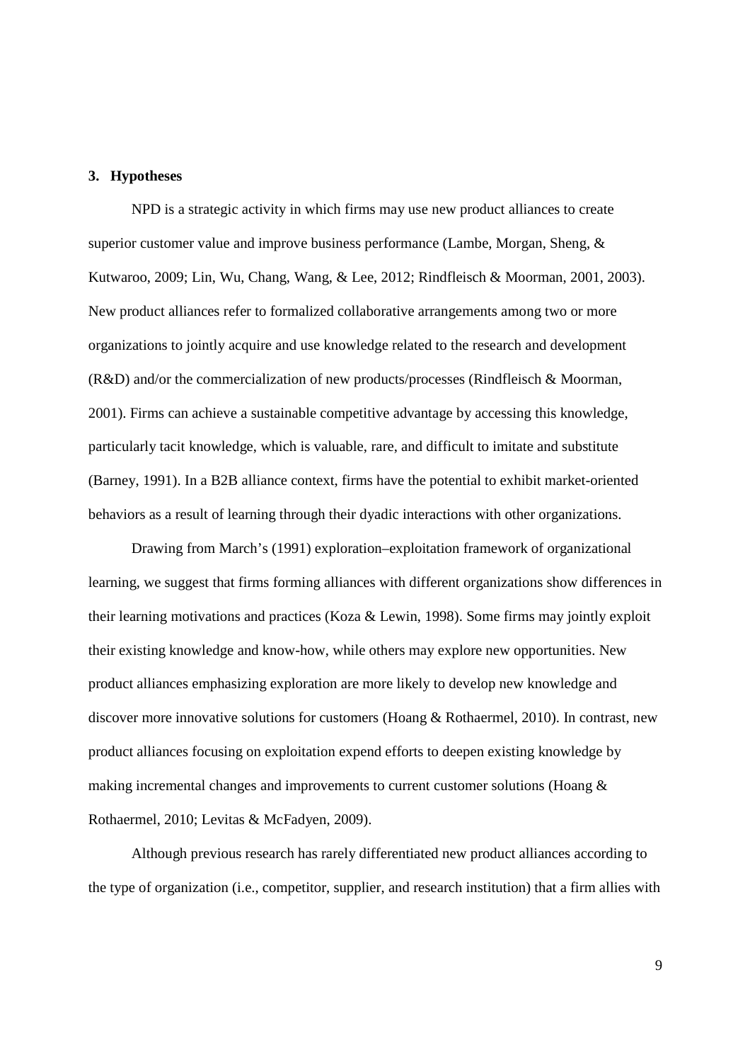## 3. Hypotheses

NPD is a strategic activity in which firms may use new product alliances to create superior customer value and improve business performance (Lambe, Morgan, Sheng, & Kutwaroo, 2009; Lin, Wu, Chang, Wang, & Lee, 2012; Rindfleisch & Moorman, 2001, 2003). New product alliances refer to formalized collaborative arrangements among two or more organizations to jointly acquire and use knowledge related to the research and development (R&D) and/or the commercialization of new products/processes (Rindfleisch & Moorman, 2001). Firms can achieve a sustainable competitive advantage by accessing this knowledge, particularly tacit knowledge, which is valuable, rare, and difficult to imitate and substitute (Barney, 1991). In a B2B alliance context, firms have the potential to exhibit market-oriented behaviors as a result of learning through their dyadic interactions with other organizations.

Drawing from March's (1991) exploration–exploitation framework of organizational learning, we suggest that firms forming alliances with different organizations show differences in their learning motivations and practices (Koza & Lewin, 1998). Some firms may jointly exploit their existing knowledge and know-how, while others may explore new opportunities. New product alliances emphasizing exploration are more likely to develop new knowledge and discover more innovative solutions for customers (Hoang & Rothaermel, 2010). In contrast, new product alliances focusing on exploitation expend efforts to deepen existing knowledge by making incremental changes and improvements to current customer solutions (Hoang & Rothaermel, 2010; Levitas & McFadyen, 2009).

Although previous research has rarely differentiated new product alliances according to the type of organization (i.e., competitor, supplier, and research institution) that a firm allies with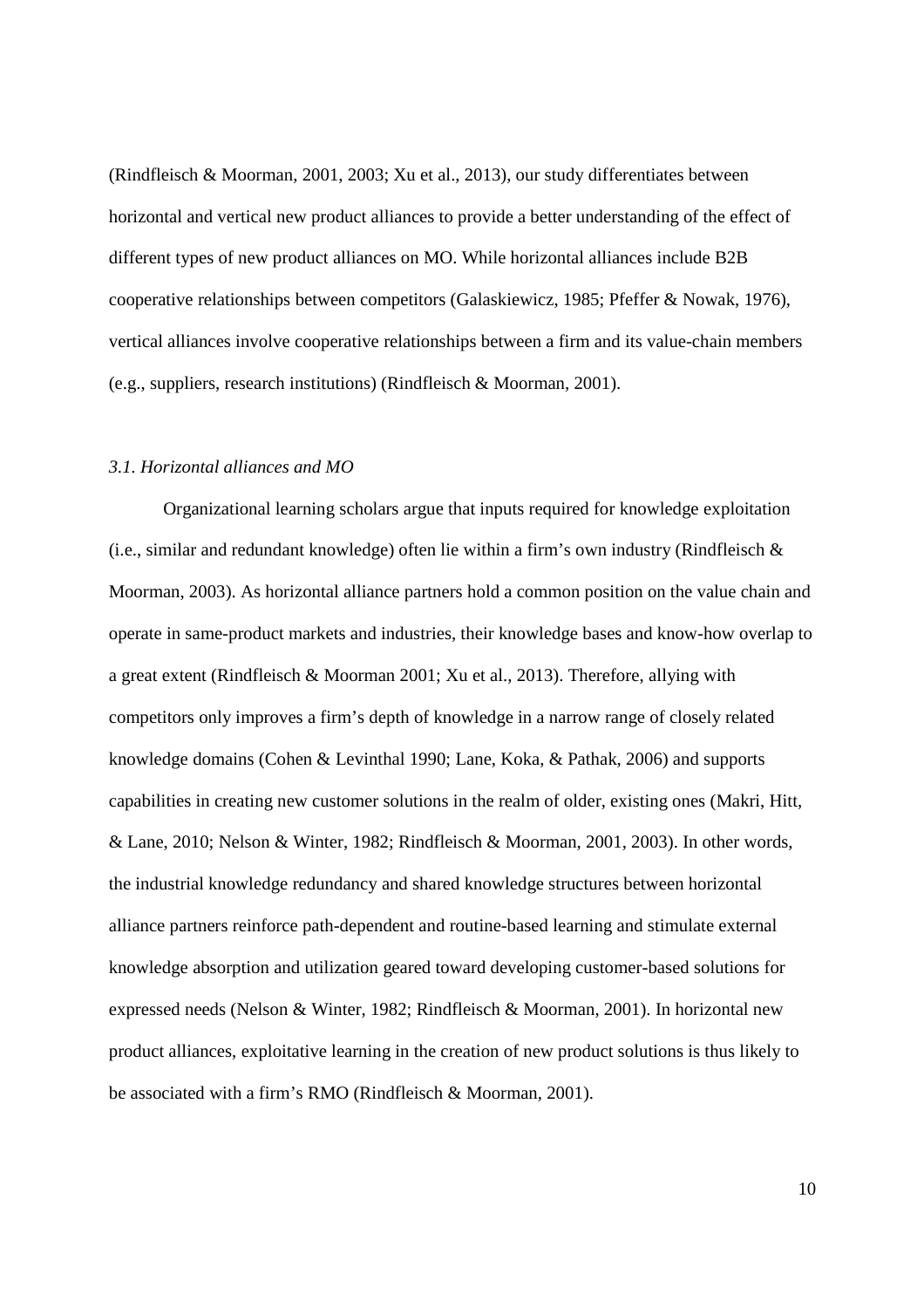(Rindfleisch & Moorman, 2001, 2003; Xu et al., 2013), our study differentiates between horizontal and vertical new product alliances to provide a better understanding of the effect of different types of new product alliances on MO. While horizontal alliances include B2B cooperative relationships between competitors (Galaskiewicz, 1985; Pfeffer & Nowak, 1976), vertical alliances involve cooperative relationships between a firm and its value-chain members (e.g., suppliers, research institutions) (Rindfleisch & Moorman, 2001).

### *3.1. Horizontal alliances and MO*

Organizational learning scholars argue that inputs required for knowledge exploitation (i.e., similar and redundant knowledge) often lie within a firm's own industry (Rindfleisch & Moorman, 2003). As horizontal alliance partners hold a common position on the value chain and operate in same-product markets and industries, their knowledge bases and know-how overlap to a great extent (Rindfleisch & Moorman 2001; Xu et al., 2013). Therefore, allying with competitors only improves a firm's depth of knowledge in a narrow range of closely related knowledge domains (Cohen & Levinthal 1990; Lane, Koka, & Pathak, 2006) and supports capabilities in creating new customer solutions in the realm of older, existing ones (Makri, Hitt, & Lane, 2010; Nelson & Winter, 1982; Rindfleisch & Moorman, 2001, 2003). In other words, the industrial knowledge redundancy and shared knowledge structures between horizontal alliance partners reinforce path-dependent and routine-based learning and stimulate external knowledge absorption and utilization geared toward developing customer-based solutions for expressed needs (Nelson & Winter, 1982; Rindfleisch & Moorman, 2001). In horizontal new product alliances, exploitative learning in the creation of new product solutions is thus likely to be associated with a firm's RMO (Rindfleisch & Moorman, 2001).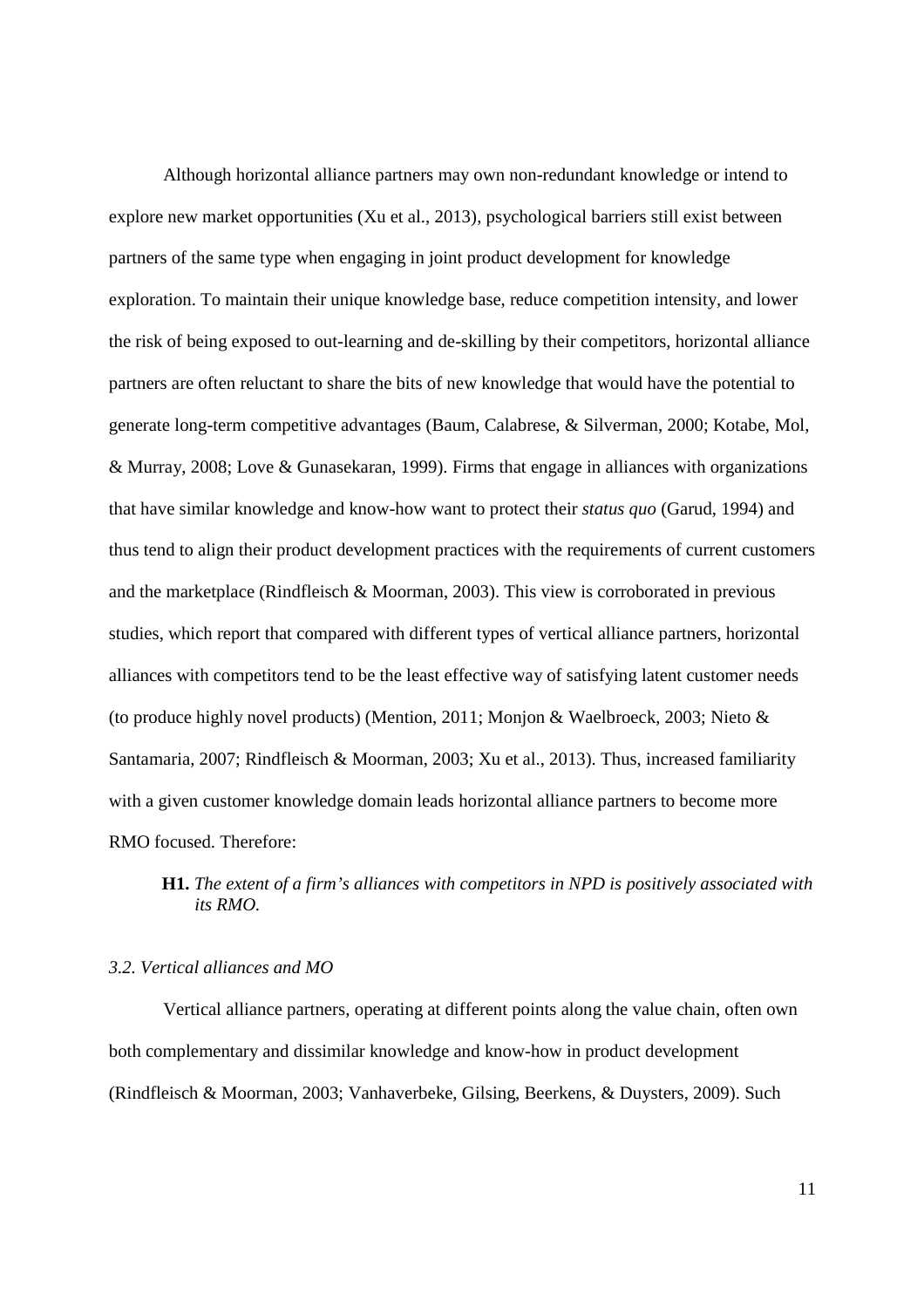Although horizontal alliance partners may own non-redundant knowledge or intend to explore new market opportunities (Xu et al., 2013), psychological barriers still exist between partners of the same type when engaging in joint product development for knowledge exploration. To maintain their unique knowledge base, reduce competition intensity, and lower the risk of being exposed to out-learning and de-skilling by their competitors, horizontal alliance partners are often reluctant to share the bits of new knowledge that would have the potential to generate long-term competitive advantages (Baum, Calabrese, & Silverman, 2000; Kotabe, Mol, & Murray, 2008; Love & Gunasekaran, 1999). Firms that engage in alliances with organizations that have similar knowledge and know-how want to protect their *status quo* (Garud, 1994) and thus tend to align their product development practices with the requirements of current customers and the marketplace (Rindfleisch & Moorman, 2003). This view is corroborated in previous studies, which report that compared with different types of vertical alliance partners, horizontal alliances with competitors tend to be the least effective way of satisfying latent customer needs (to produce highly novel products) (Mention, 2011; Monjon & Waelbroeck, 2003; Nieto & Santamaria, 2007; Rindfleisch & Moorman, 2003; Xu et al., 2013). Thus, increased familiarity with a given customer knowledge domain leads horizontal alliance partners to become more RMO focused. Therefore:

> **H1.** *The extent of a firm's alliances with competitors in NPD is positively associated with its RMO.*

### *3.2. Vertical alliances and MO*

Vertical alliance partners, operating at different points along the value chain, often own both complementary and dissimilar knowledge and know-how in product development (Rindfleisch & Moorman, 2003; Vanhaverbeke, Gilsing, Beerkens, & Duysters, 2009). Such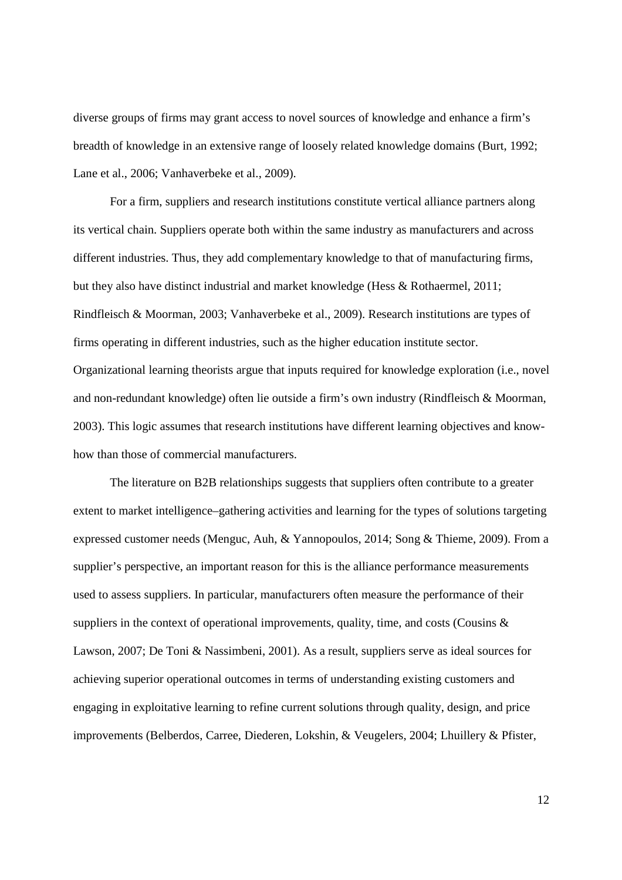diverse groups of firms may grant access to novel sources of knowledge and enhance a firm's breadth of knowledge in an extensive range of loosely related knowledge domains (Burt, 1992; Lane et al., 2006; Vanhaverbeke et al., 2009).

For a firm, suppliers and research institutions constitute vertical alliance partners along its vertical chain. Suppliers operate both within the same industry as manufacturers and across different industries. Thus, they add complementary knowledge to that of manufacturing firms, but they also have distinct industrial and market knowledge (Hess & Rothaermel, 2011; Rindfleisch & Moorman, 2003; Vanhaverbeke et al., 2009). Research institutions are types of firms operating in different industries, such as the higher education institute sector. Organizational learning theorists argue that inputs required for knowledge exploration (i.e., novel and non-redundant knowledge) often lie outside a firm's own industry (Rindfleisch & Moorman, 2003). This logic assumes that research institutions have different learning objectives and know-how than those of commercial manufacturers.

The literature on B2B relationships suggests that suppliers often contribute to a greater extent to market intelligence–gathering activities and learning for the types of solutions targeting expressed customer needs (Menguc, Auh, & Yannopoulos, 2014; Song & Thieme, 2009). From a supplier's perspective, an important reason for this is the alliance performance measurements used to assess suppliers. In particular, manufacturers often measure the performance of their suppliers in the context of operational improvements, quality, time, and costs (Cousins & Lawson, 2007; De Toni & Nassimbeni, 2001). As a result, suppliers serve as ideal sources for achieving superior operational outcomes in terms of understanding existing customers and engaging in exploitative learning to refine current solutions through quality, design, and price improvements (Belberdos, Carree, Diederen, Lokshin, & Veugelers, 2004; Lhuillery & Pfister,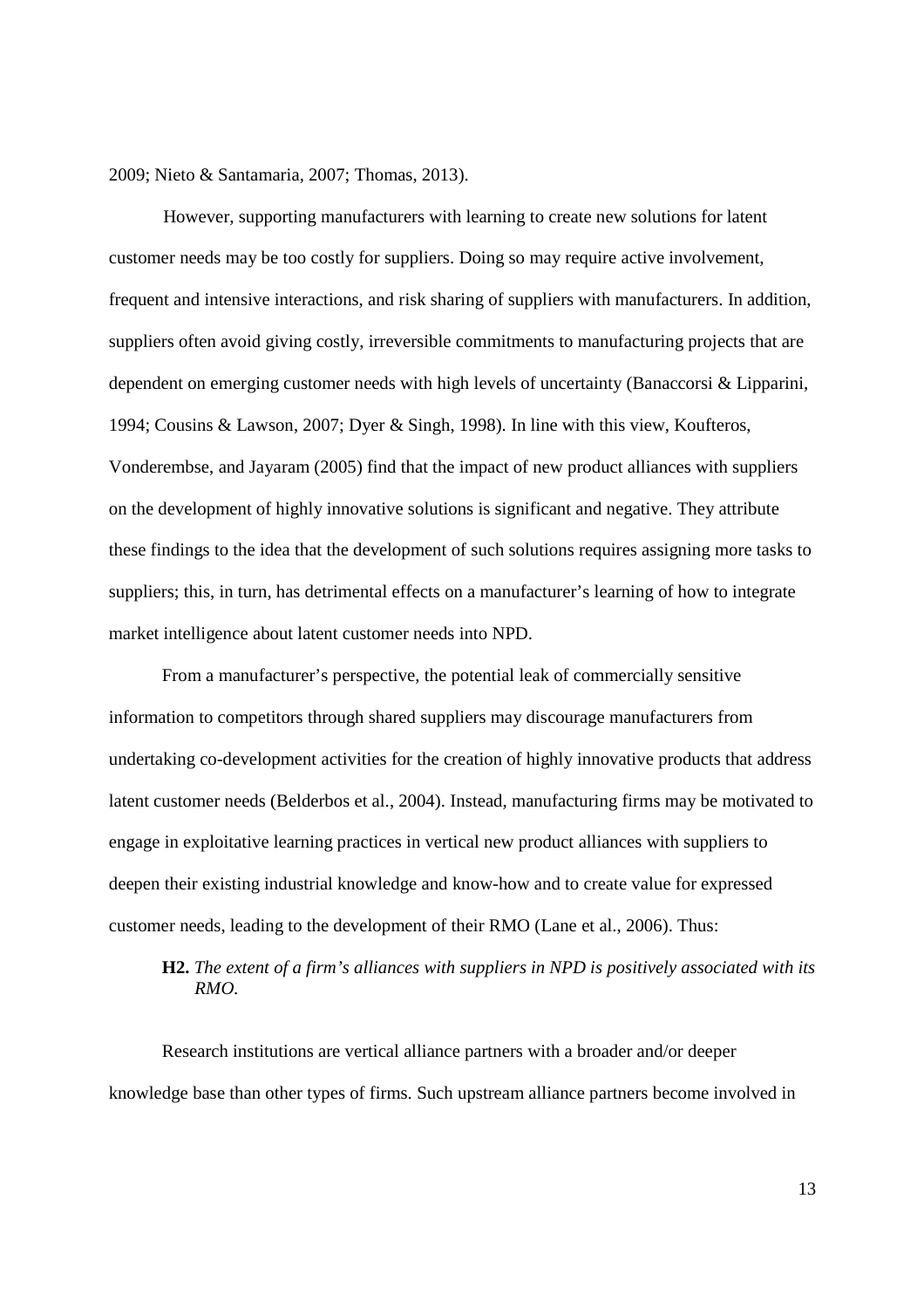2009; Nieto & Santamaria, 2007; Thomas, 2013).

However, supporting manufacturers with learning to create new solutions for latent customer needs may be too costly for suppliers. Doing so may require active involvement, frequent and intensive interactions, and risk sharing of suppliers with manufacturers. In addition, suppliers often avoid giving costly, irreversible commitments to manufacturing projects that are dependent on emerging customer needs with high levels of uncertainty (Banaccorsi & Lipparini, 1994; Cousins & Lawson, 2007; Dyer & Singh, 1998). In line with this view, Koufteros, Vonderembse, and Jayaram (2005) find that the impact of new product alliances with suppliers on the development of highly innovative solutions is significant and negative. They attribute these findings to the idea that the development of such solutions requires assigning more tasks to suppliers; this, in turn, has detrimental effects on a manufacturer's learning of how to integrate market intelligence about latent customer needs into NPD.

From a manufacturer's perspective, the potential leak of commercially sensitive information to competitors through shared suppliers may discourage manufacturers from undertaking co-development activities for the creation of highly innovative products that address latent customer needs (Belderbos et al., 2004). Instead, manufacturing firms may be motivated to engage in exploitative learning practices in vertical new product alliances with suppliers to deepen their existing industrial knowledge and know-how and to create value for expressed customer needs, leading to the development of their RMO (Lane et al., 2006). Thus:

**H2.** *The extent of a firm's alliances with suppliers in NPD is positively associated with its RMO.*

Research institutions are vertical alliance partners with a broader and/or deeper knowledge base than other types of firms. Such upstream alliance partners become involved in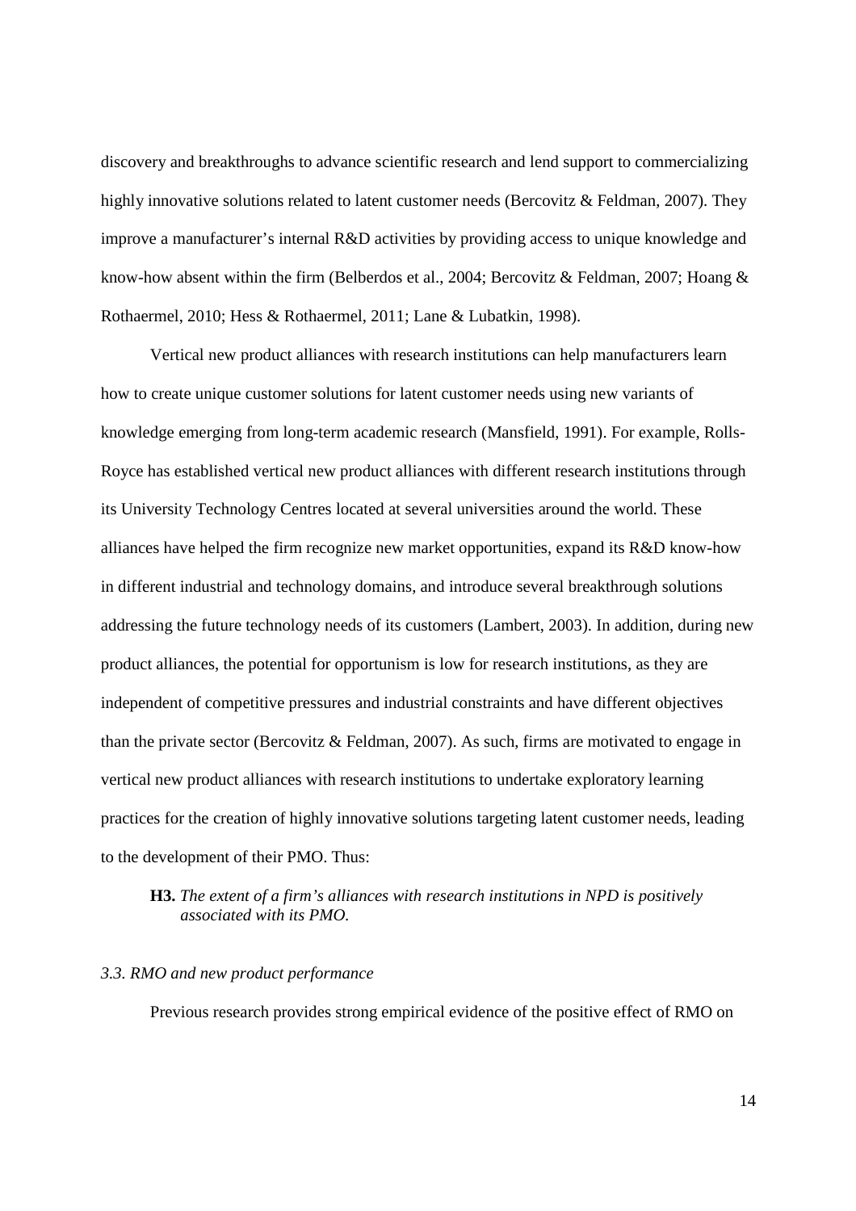discovery and breakthroughs to advance scientific research and lend support to commercializing highly innovative solutions related to latent customer needs (Bercovitz & Feldman, 2007). They improve a manufacturer's internal R&D activities by providing access to unique knowledge and know-how absent within the firm (Belberdos et al., 2004; Bercovitz & Feldman, 2007; Hoang & Rothaermel, 2010; Hess & Rothaermel, 2011; Lane & Lubatkin, 1998).

Vertical new product alliances with research institutions can help manufacturers learn how to create unique customer solutions for latent customer needs using new variants of knowledge emerging from long-term academic research (Mansfield, 1991). For example, Rolls-Royce has established vertical new product alliances with different research institutions through its University Technology Centres located at several universities around the world. These alliances have helped the firm recognize new market opportunities, expand its R&D know-how in different industrial and technology domains, and introduce several breakthrough solutions addressing the future technology needs of its customers (Lambert, 2003). In addition, during new product alliances, the potential for opportunism is low for research institutions, as they are independent of competitive pressures and industrial constraints and have different objectives than the private sector (Bercovitz & Feldman, 2007). As such, firms are motivated to engage in vertical new product alliances with research institutions to undertake exploratory learning practices for the creation of highly innovative solutions targeting latent customer needs, leading to the development of their PMO. Thus:

**H3.** *The extent of a firm's alliances with research institutions in NPD is positively associated with its PMO.*

### *3.3. RMO and new product performance*

Previous research provides strong empirical evidence of the positive effect of RMO on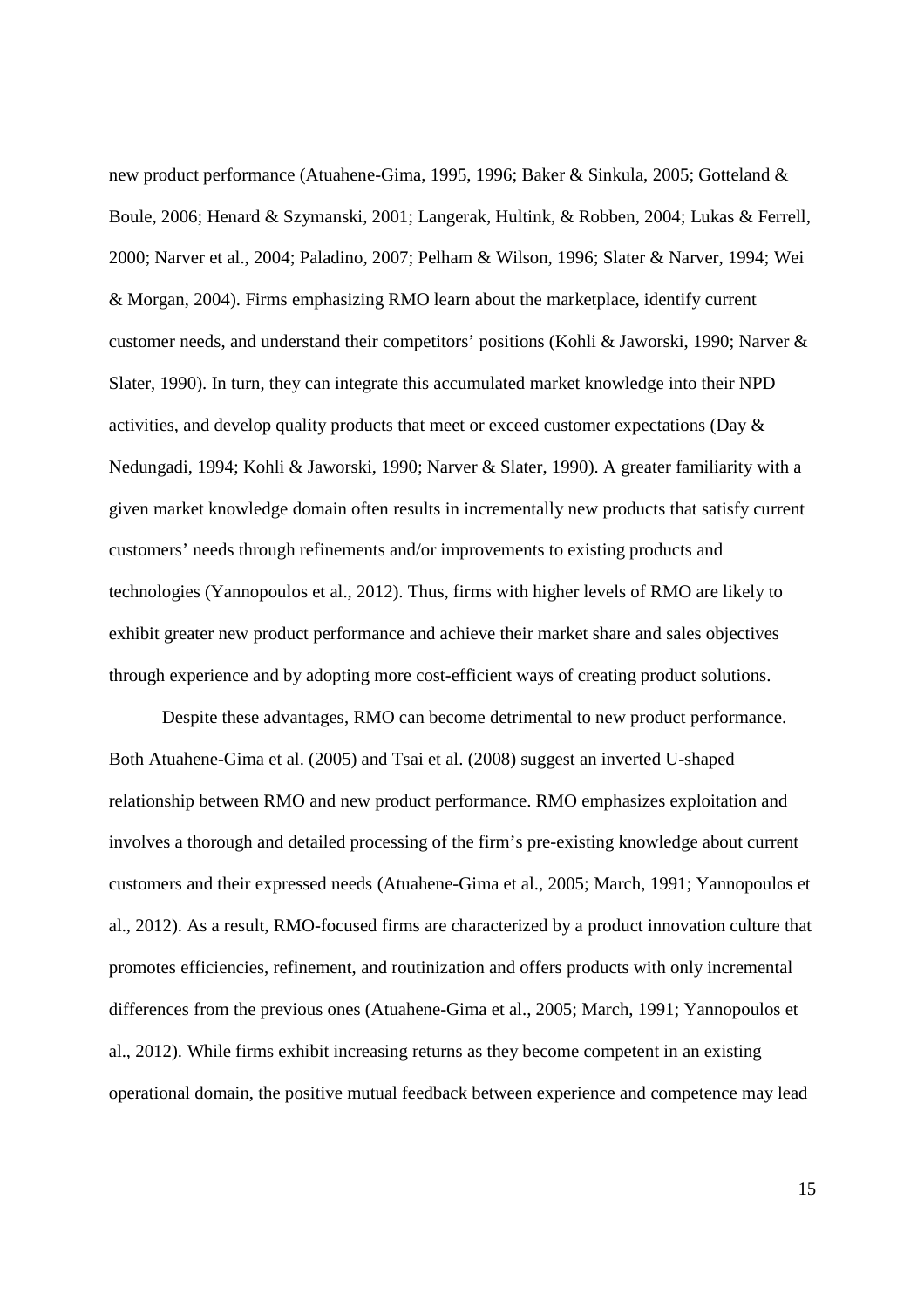new product performance (Atuahene-Gima, 1995, 1996; Baker & Sinkula, 2005; Gotteland & Boule, 2006; Henard & Szymanski, 2001; Langerak, Hultink, & Robben, 2004; Lukas & Ferrell, 2000; Narver et al., 2004; Paladino, 2007; Pelham & Wilson, 1996; Slater & Narver, 1994; Wei & Morgan, 2004). Firms emphasizing RMO learn about the marketplace, identify current customer needs, and understand their competitors' positions (Kohli & Jaworski, 1990; Narver & Slater, 1990). In turn, they can integrate this accumulated market knowledge into their NPD activities, and develop quality products that meet or exceed customer expectations (Day & Nedungadi, 1994; Kohli & Jaworski, 1990; Narver & Slater, 1990). A greater familiarity with a given market knowledge domain often results in incrementally new products that satisfy current customers' needs through refinements and/or improvements to existing products and technologies (Yannopoulos et al., 2012). Thus, firms with higher levels of RMO are likely to exhibit greater new product performance and achieve their market share and sales objectives through experience and by adopting more cost-efficient ways of creating product solutions.

Despite these advantages, RMO can become detrimental to new product performance. Both Atuahene-Gima et al. (2005) and Tsai et al. (2008) suggest an inverted U-shaped relationship between RMO and new product performance. RMO emphasizes exploitation and involves a thorough and detailed processing of the firm's pre-existing knowledge about current customers and their expressed needs (Atuahene-Gima et al., 2005; March, 1991; Yannopoulos et al., 2012). As a result, RMO-focused firms are characterized by a product innovation culture that promotes efficiencies, refinement, and routinization and offers products with only incremental differences from the previous ones (Atuahene-Gima et al., 2005; March, 1991; Yannopoulos et al., 2012). While firms exhibit increasing returns as they become competent in an existing operational domain, the positive mutual feedback between experience and competence may lead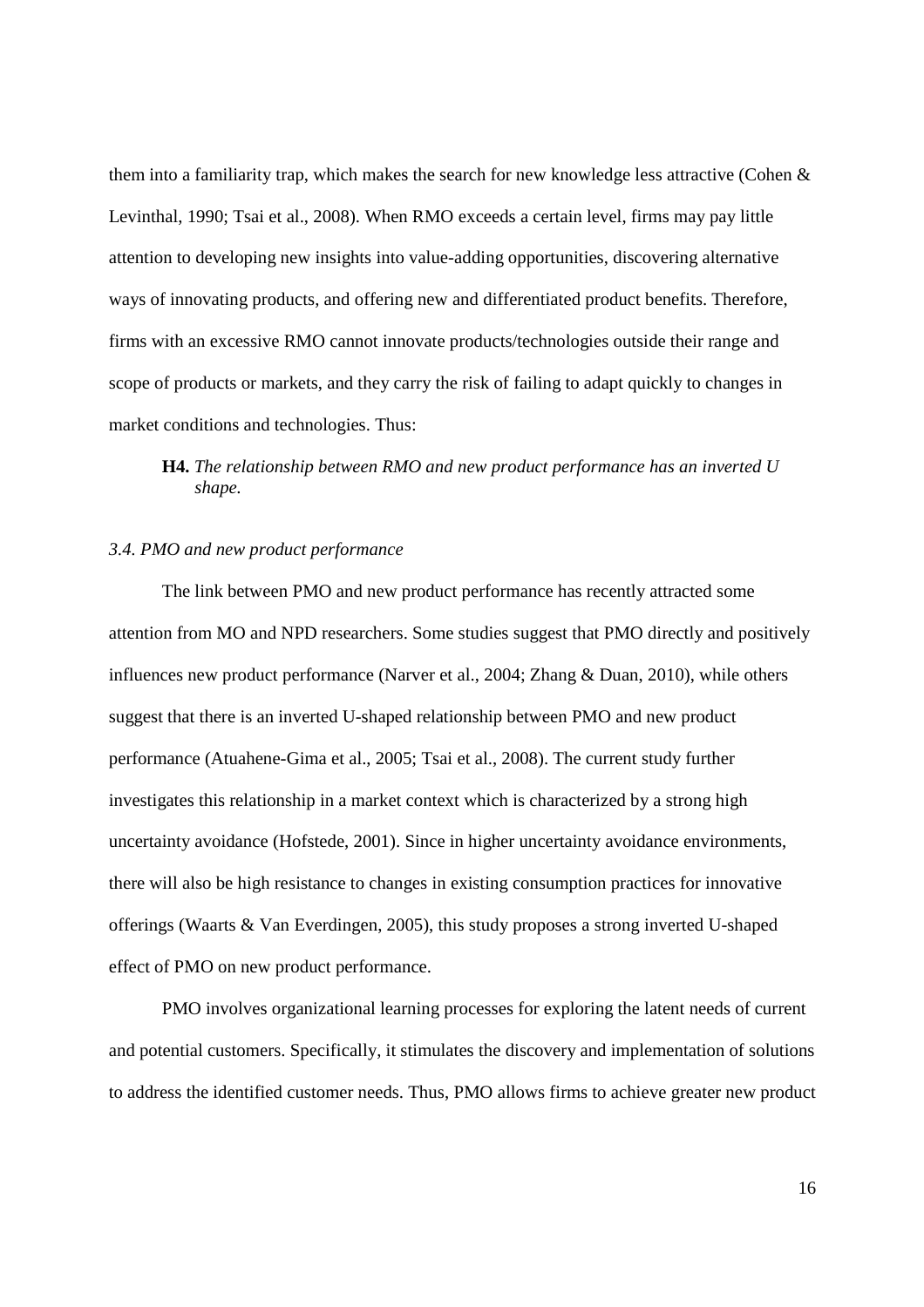them into a familiarity trap, which makes the search for new knowledge less attractive (Cohen & Levinthal, 1990; Tsai et al., 2008). When RMO exceeds a certain level, firms may pay little attention to developing new insights into value-adding opportunities, discovering alternative ways of innovating products, and offering new and differentiated product benefits. Therefore, firms with an excessive RMO cannot innovate products/technologies outside their range and scope of products or markets, and they carry the risk of failing to adapt quickly to changes in market conditions and technologies. Thus:

> **H4.** *The relationship between RMO and new product performance has an inverted U shape.*

### *3.4. PMO and new product performance*

The link between PMO and new product performance has recently attracted some attention from MO and NPD researchers. Some studies suggest that PMO directly and positively influences new product performance (Narver et al., 2004; Zhang & Duan, 2010), while others suggest that there is an inverted U-shaped relationship between PMO and new product performance (Atuahene-Gima et al., 2005; Tsai et al., 2008). The current study further investigates this relationship in a market context which is characterized by a strong high uncertainty avoidance (Hofstede, 2001). Since in higher uncertainty avoidance environments, there will also be high resistance to changes in existing consumption practices for innovative offerings (Waarts & Van Everdingen, 2005), this study proposes a strong inverted U-shaped effect of PMO on new product performance.

PMO involves organizational learning processes for exploring the latent needs of current and potential customers. Specifically, it stimulates the discovery and implementation of solutions to address the identified customer needs. Thus, PMO allows firms to achieve greater new product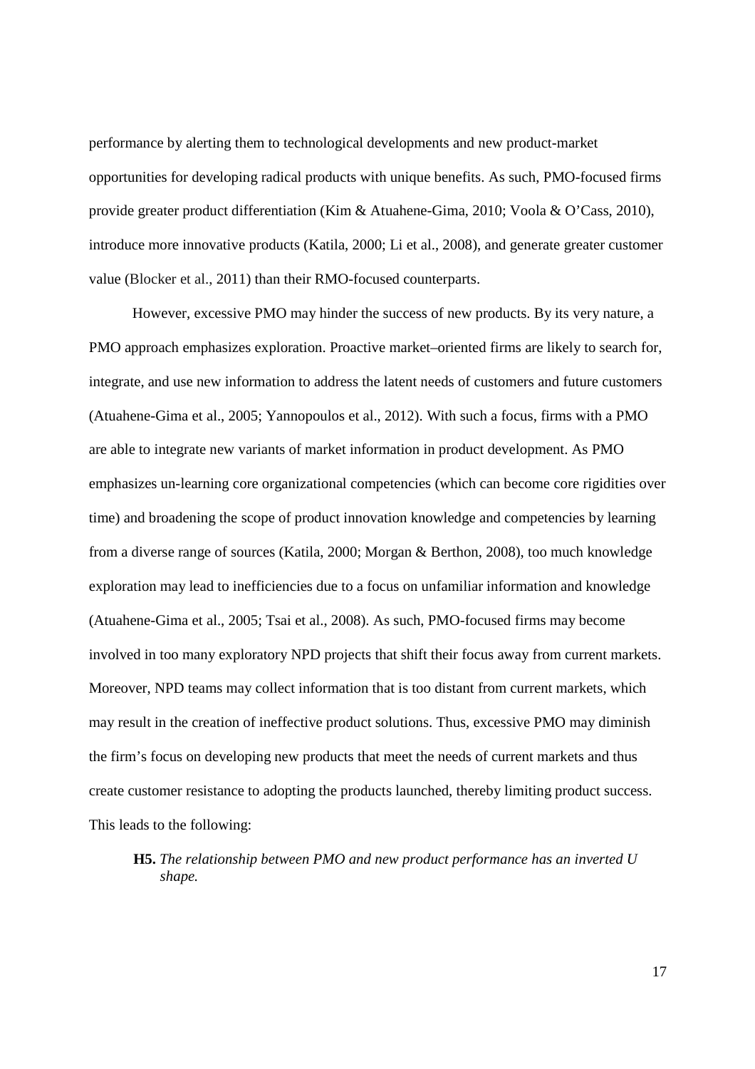performance by alerting them to technological developments and new product-market opportunities for developing radical products with unique benefits. As such, PMO-focused firms provide greater product differentiation (Kim & Atuahene-Gima, 2010; Voola & O'Cass, 2010), introduce more innovative products (Katila, 2000; Li et al., 2008), and generate greater customer value (Blocker et al., 2011) than their RMO-focused counterparts.

However, excessive PMO may hinder the success of new products. By its very nature, a PMO approach emphasizes exploration. Proactive market–oriented firms are likely to search for, integrate, and use new information to address the latent needs of customers and future customers (Atuahene-Gima et al., 2005; Yannopoulos et al., 2012). With such a focus, firms with a PMO are able to integrate new variants of market information in product development. As PMO emphasizes un-learning core organizational competencies (which can become core rigidities over time) and broadening the scope of product innovation knowledge and competencies by learning from a diverse range of sources (Katila, 2000; Morgan & Berthon, 2008), too much knowledge exploration may lead to inefficiencies due to a focus on unfamiliar information and knowledge (Atuahene-Gima et al., 2005; Tsai et al., 2008). As such, PMO-focused firms may become involved in too many exploratory NPD projects that shift their focus away from current markets. Moreover, NPD teams may collect information that is too distant from current markets, which may result in the creation of ineffective product solutions. Thus, excessive PMO may diminish the firm's focus on developing new products that meet the needs of current markets and thus create customer resistance to adopting the products launched, thereby limiting product success. This leads to the following:

> **H5.** *The relationship between PMO and new product performance has an inverted U shape.*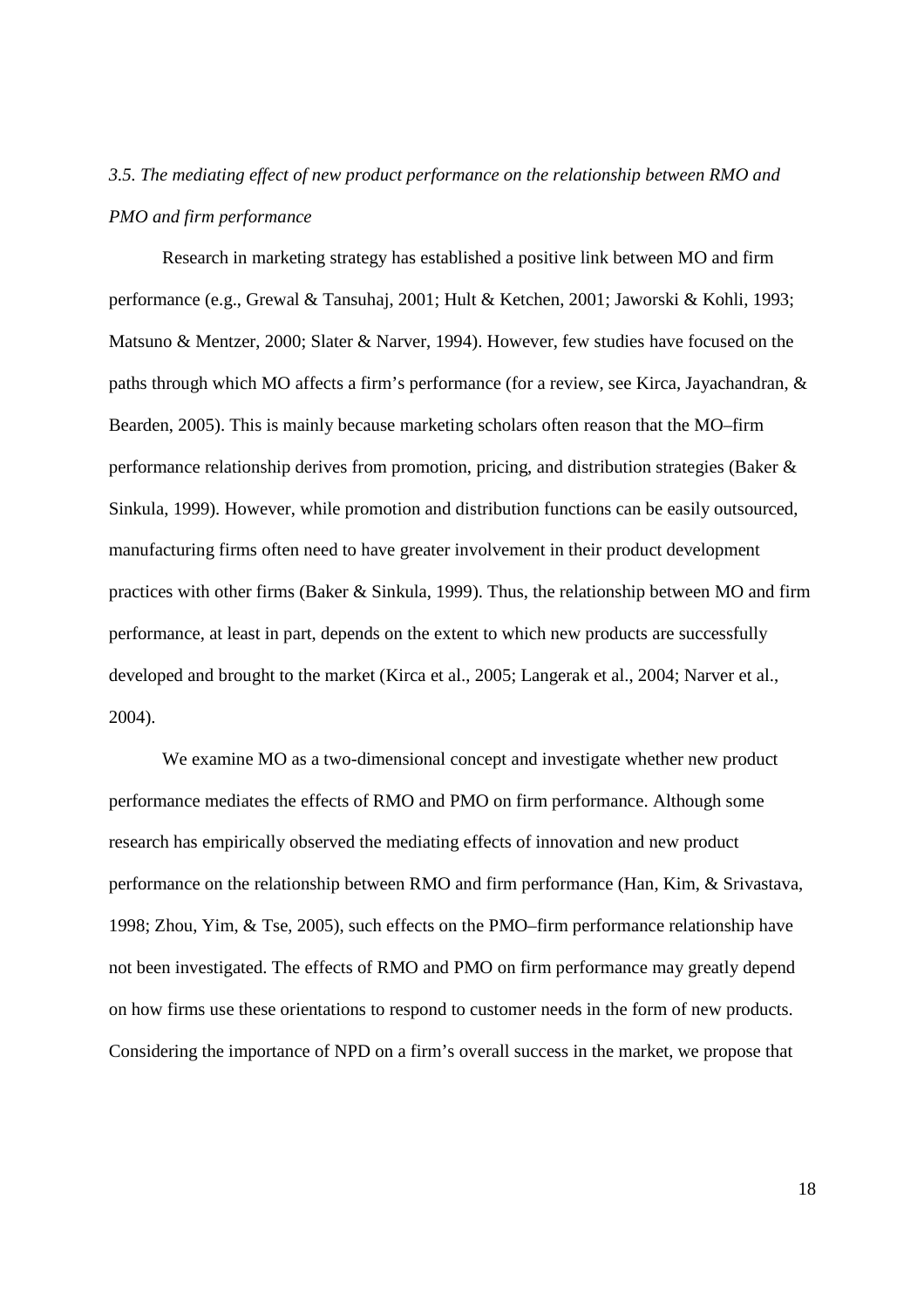### *3.5. The mediating effect of new product performance on the relationship between RMO and PMO and firm performance*

Research in marketing strategy has established a positive link between MO and firm performance (e.g., Grewal & Tansuhaj, 2001; Hult & Ketchen, 2001; Jaworski & Kohli, 1993; Matsuno & Mentzer, 2000; Slater & Narver, 1994). However, few studies have focused on the paths through which MO affects a firm's performance (for a review, see Kirca, Jayachandran, & Bearden, 2005). This is mainly because marketing scholars often reason that the MO–firm performance relationship derives from promotion, pricing, and distribution strategies (Baker & Sinkula, 1999). However, while promotion and distribution functions can be easily outsourced, manufacturing firms often need to have greater involvement in their product development practices with other firms (Baker & Sinkula, 1999). Thus, the relationship between MO and firm performance, at least in part, depends on the extent to which new products are successfully developed and brought to the market (Kirca et al., 2005; Langerak et al., 2004; Narver et al., 2004).

We examine MO as a two-dimensional concept and investigate whether new product performance mediates the effects of RMO and PMO on firm performance. Although some research has empirically observed the mediating effects of innovation and new product performance on the relationship between RMO and firm performance (Han, Kim, & Srivastava, 1998; Zhou, Yim, & Tse, 2005), such effects on the PMO–firm performance relationship have not been investigated. The effects of RMO and PMO on firm performance may greatly depend on how firms use these orientations to respond to customer needs in the form of new products. Considering the importance of NPD on a firm's overall success in the market, we propose that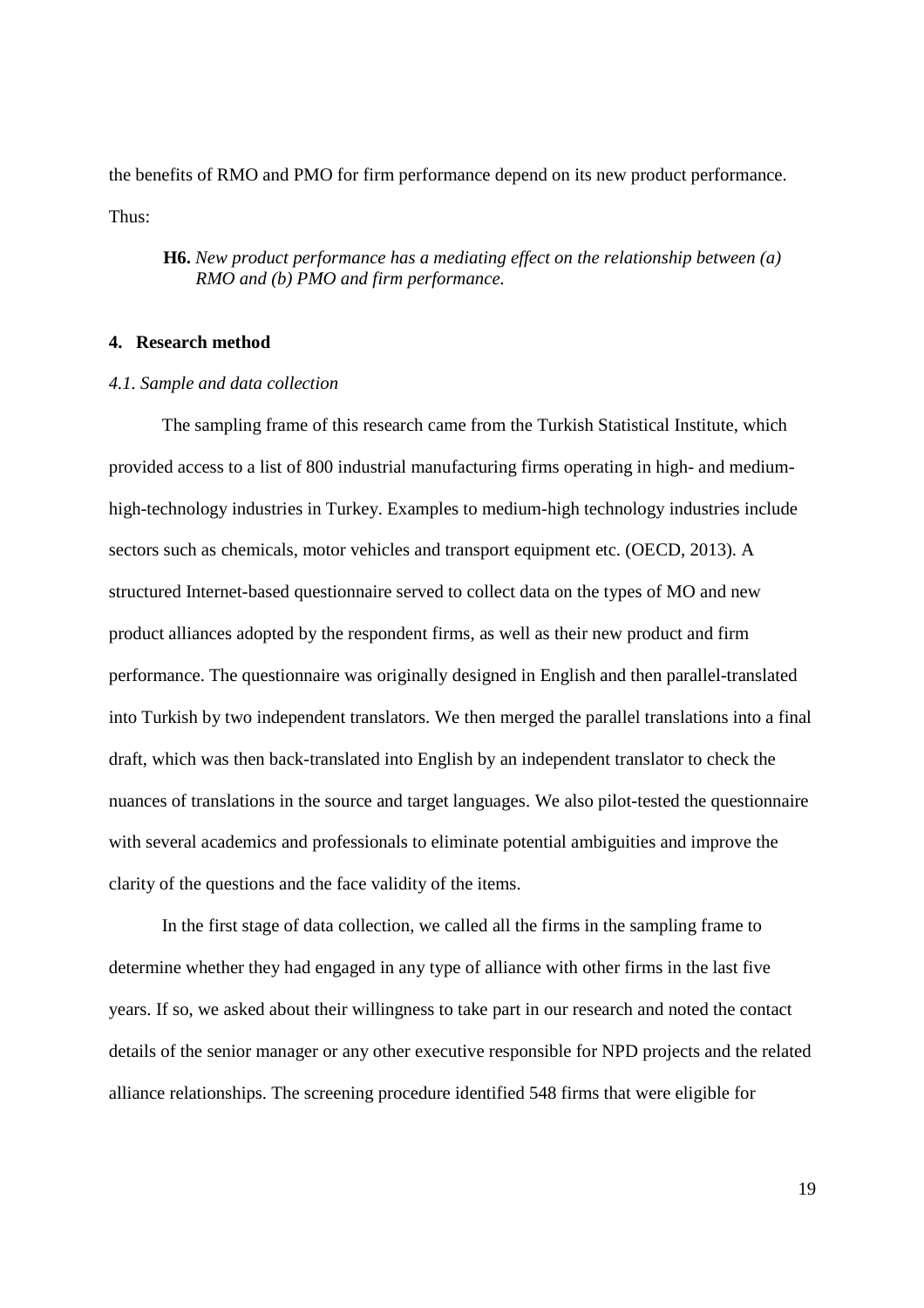the benefits of RMO and PMO for firm performance depend on its new product performance. Thus:

> **H6.** *New product performance has a mediating effect on the relationship between (a) RMO and (b) PMO and firm performance.*

## 4. Research method

### *4.1. Sample and data collection*

The sampling frame of this research came from the Turkish Statistical Institute, which provided access to a list of 800 industrial manufacturing firms operating in high- and medium-high-technology industries in Turkey. Examples to medium-high technology industries include sectors such as chemicals, motor vehicles and transport equipment etc. (OECD, 2013). A structured Internet-based questionnaire served to collect data on the types of MO and new product alliances adopted by the respondent firms, as well as their new product and firm performance. The questionnaire was originally designed in English and then parallel-translated into Turkish by two independent translators. We then merged the parallel translations into a final draft, which was then back-translated into English by an independent translator to check the nuances of translations in the source and target languages. We also pilot-tested the questionnaire with several academics and professionals to eliminate potential ambiguities and improve the clarity of the questions and the face validity of the items.

In the first stage of data collection, we called all the firms in the sampling frame to determine whether they had engaged in any type of alliance with other firms in the last five years. If so, we asked about their willingness to take part in our research and noted the contact details of the senior manager or any other executive responsible for NPD projects and the related alliance relationships. The screening procedure identified 548 firms that were eligible for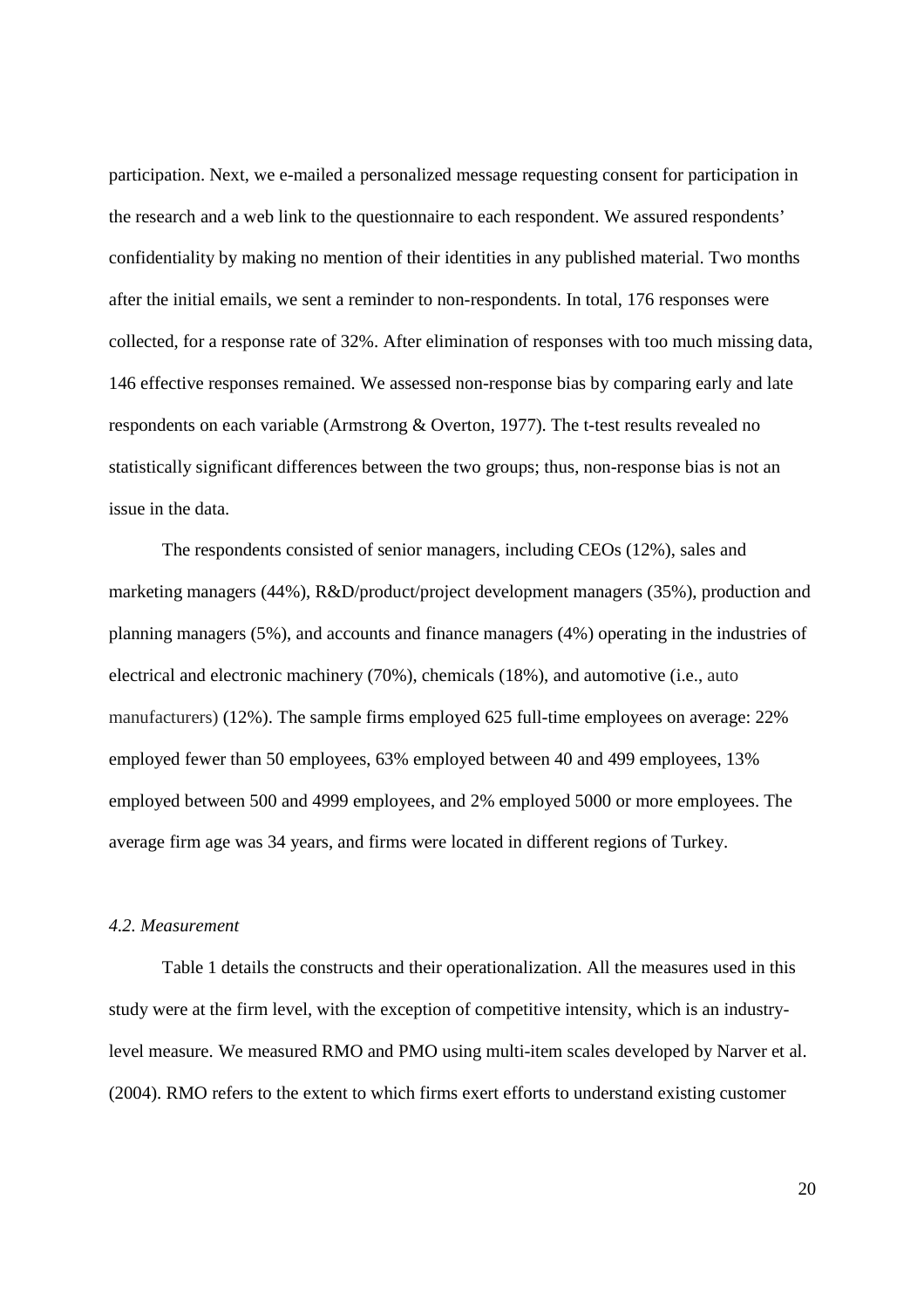participation. Next, we e-mailed a personalized message requesting consent for participation in the research and a web link to the questionnaire to each respondent. We assured respondents' confidentiality by making no mention of their identities in any published material. Two months after the initial emails, we sent a reminder to non-respondents. In total, 176 responses were collected, for a response rate of 32%. After elimination of responses with too much missing data, 146 effective responses remained. We assessed non-response bias by comparing early and late respondents on each variable (Armstrong & Overton, 1977). The t-test results revealed no statistically significant differences between the two groups; thus, non-response bias is not an issue in the data.

The respondents consisted of senior managers, including CEOs (12%), sales and marketing managers (44%), R&D/product/project development managers (35%), production and planning managers (5%), and accounts and finance managers (4%) operating in the industries of electrical and electronic machinery (70%), chemicals (18%), and automotive (i.e., auto manufacturers) (12%). The sample firms employed 625 full-time employees on average: 22% employed fewer than 50 employees, 63% employed between 40 and 499 employees, 13% employed between 500 and 4999 employees, and 2% employed 5000 or more employees. The average firm age was 34 years, and firms were located in different regions of Turkey.

### *4.2. Measurement*

Table 1 details the constructs and their operationalization. All the measures used in this study were at the firm level, with the exception of competitive intensity, which is an industry-level measure. We measured RMO and PMO using multi-item scales developed by Narver et al. (2004). RMO refers to the extent to which firms exert efforts to understand existing customer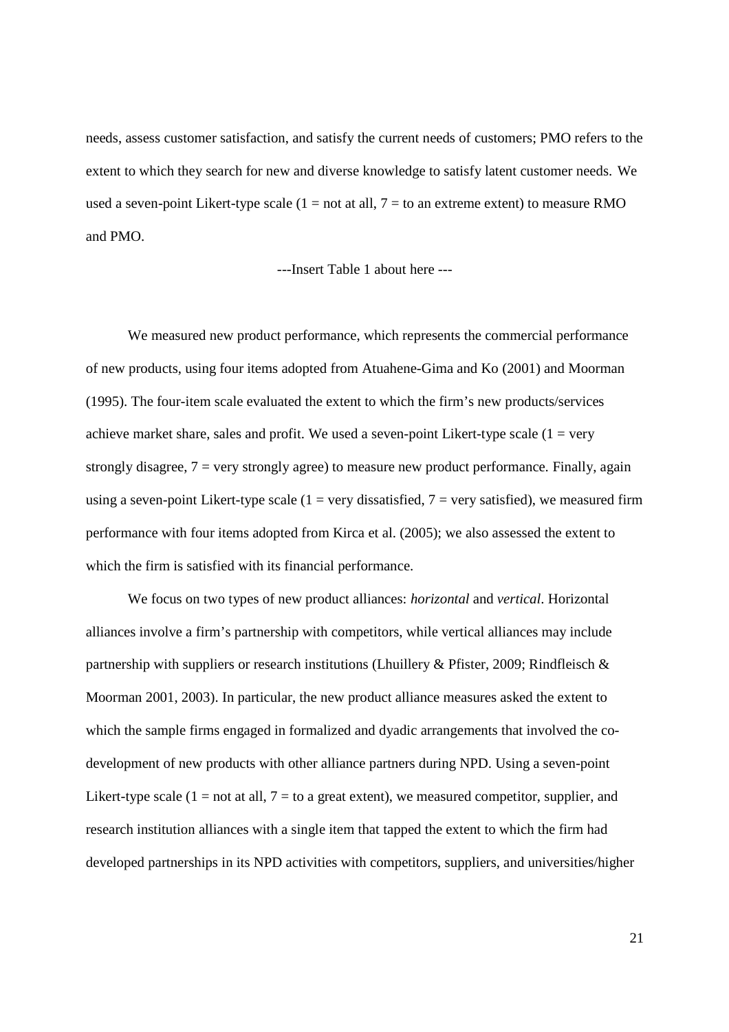needs, assess customer satisfaction, and satisfy the current needs of customers; PMO refers to the extent to which they search for new and diverse knowledge to satisfy latent customer needs. We used a seven-point Likert-type scale (1 = not at all, 7 = to an extreme extent) to measure RMO and PMO.

---Insert Table 1 about here ---

We measured new product performance, which represents the commercial performance of new products, using four items adopted from Atuahene-Gima and Ko (2001) and Moorman (1995). The four-item scale evaluated the extent to which the firm's new products/services achieve market share, sales and profit. We used a seven-point Likert-type scale (1 = very strongly disagree, 7 = very strongly agree) to measure new product performance. Finally, again using a seven-point Likert-type scale (1 = very dissatisfied, 7 = very satisfied), we measured firm performance with four items adopted from Kirca et al. (2005); we also assessed the extent to which the firm is satisfied with its financial performance.

We focus on two types of new product alliances: *horizontal* and *vertical*. Horizontal alliances involve a firm's partnership with competitors, while vertical alliances may include partnership with suppliers or research institutions (Lhuillery & Pfister, 2009; Rindfleisch & Moorman 2001, 2003). In particular, the new product alliance measures asked the extent to which the sample firms engaged in formalized and dyadic arrangements that involved the co-development of new products with other alliance partners during NPD. Using a seven-point Likert-type scale (1 = not at all, 7 = to a great extent), we measured competitor, supplier, and research institution alliances with a single item that tapped the extent to which the firm had developed partnerships in its NPD activities with competitors, suppliers, and universities/higher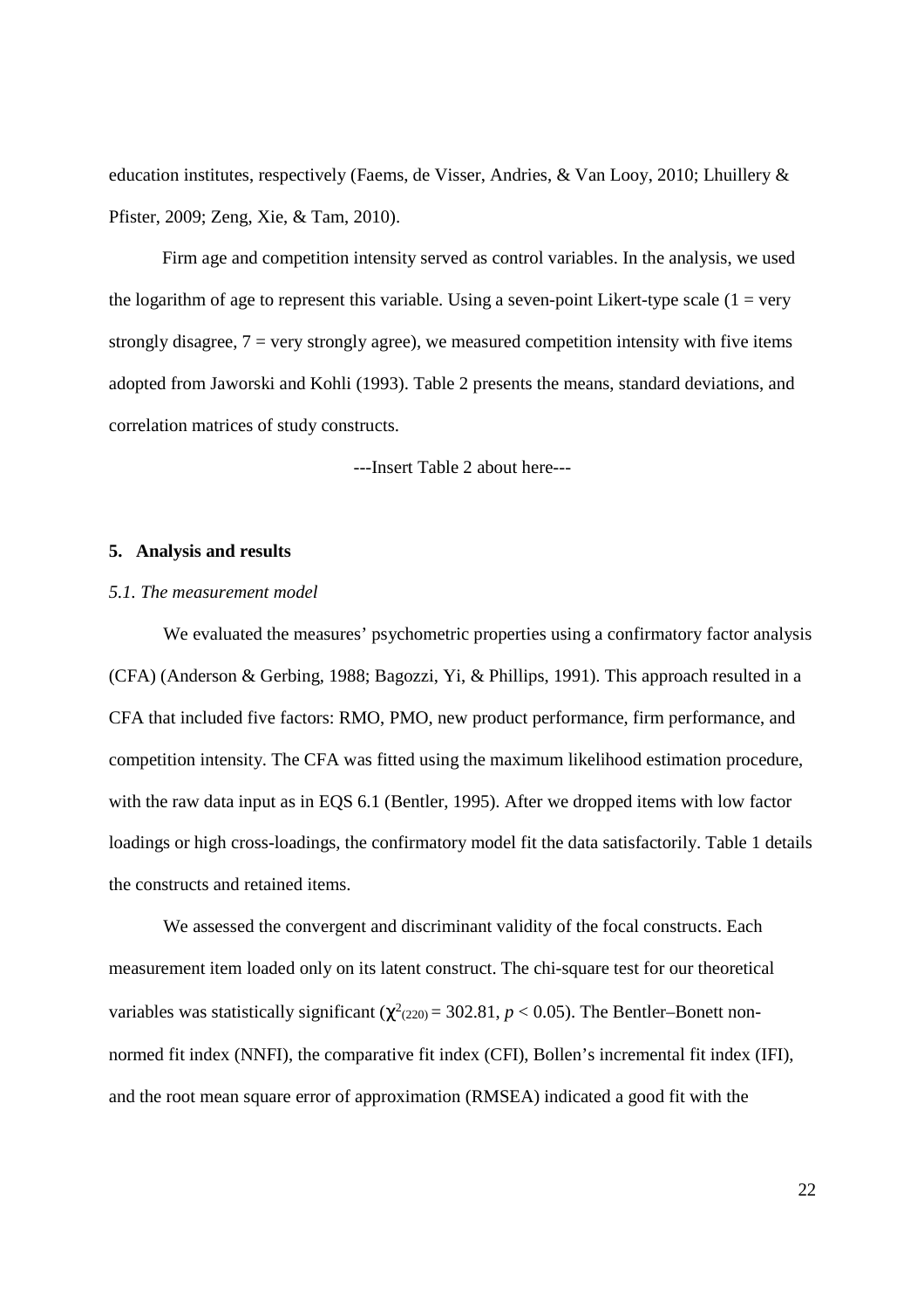education institutes, respectively (Faems, de Visser, Andries, & Van Looy, 2010; Lhuillery & Pfister, 2009; Zeng, Xie, & Tam, 2010).

Firm age and competition intensity served as control variables. In the analysis, we used the logarithm of age to represent this variable. Using a seven-point Likert-type scale (1 = very strongly disagree, 7 = very strongly agree), we measured competition intensity with five items adopted from Jaworski and Kohli (1993). Table 2 presents the means, standard deviations, and correlation matrices of study constructs.

---Insert Table 2 about here---

## 5. Analysis and results

### *5.1. The measurement model*

We evaluated the measures' psychometric properties using a confirmatory factor analysis (CFA) (Anderson & Gerbing, 1988; Bagozzi, Yi, & Phillips, 1991). This approach resulted in a CFA that included five factors: RMO, PMO, new product performance, firm performance, and competition intensity. The CFA was fitted using the maximum likelihood estimation procedure, with the raw data input as in EQS 6.1 (Bentler, 1995). After we dropped items with low factor loadings or high cross-loadings, the confirmatory model fit the data satisfactorily. Table 1 details the constructs and retained items.

We assessed the convergent and discriminant validity of the focal constructs. Each measurement item loaded only on its latent construct. The chi-square test for our theoretical variables was statistically significant ($\chi^2_{(220)} = 302.81$, $p < 0.05$). The Bentler–Bonett non-normed fit index (NNFI), the comparative fit index (CFI), Bollen's incremental fit index (IFI), and the root mean square error of approximation (RMSEA) indicated a good fit with the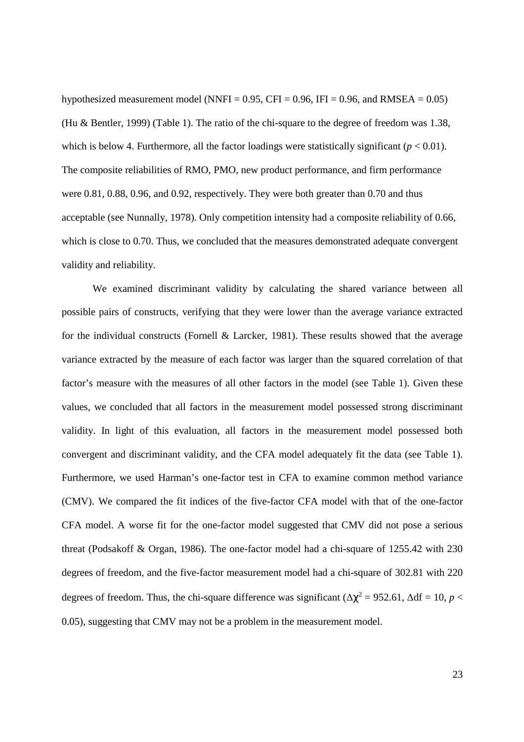hypothesized measurement model (NNFI = 0.95, CFI = 0.96, IFI = 0.96, and RMSEA = 0.05) (Hu & Bentler, 1999) (Table 1). The ratio of the chi-square to the degree of freedom was 1.38, which is below 4. Furthermore, all the factor loadings were statistically significant ($p < 0.01$). The composite reliabilities of RMO, PMO, new product performance, and firm performance were 0.81, 0.88, 0.96, and 0.92, respectively. They were both greater than 0.70 and thus acceptable (see Nunnally, 1978). Only competition intensity had a composite reliability of 0.66, which is close to 0.70. Thus, we concluded that the measures demonstrated adequate convergent validity and reliability.

We examined discriminant validity by calculating the shared variance between all possible pairs of constructs, verifying that they were lower than the average variance extracted for the individual constructs (Fornell & Larcker, 1981). These results showed that the average variance extracted by the measure of each factor was larger than the squared correlation of that factor's measure with the measures of all other factors in the model (see Table 1). Given these values, we concluded that all factors in the measurement model possessed strong discriminant validity. In light of this evaluation, all factors in the measurement model possessed both convergent and discriminant validity, and the CFA model adequately fit the data (see Table 1). Furthermore, we used Harman's one-factor test in CFA to examine common method variance (CMV). We compared the fit indices of the five-factor CFA model with that of the one-factor CFA model. A worse fit for the one-factor model suggested that CMV did not pose a serious threat (Podsakoff & Organ, 1986). The one-factor model had a chi-square of 1255.42 with 230 degrees of freedom, and the five-factor measurement model had a chi-square of 302.81 with 220 degrees of freedom. Thus, the chi-square difference was significant ($\Delta\chi^2 = 952.61$, $\Delta df = 10$, $p < 0.05$), suggesting that CMV may not be a problem in the measurement model.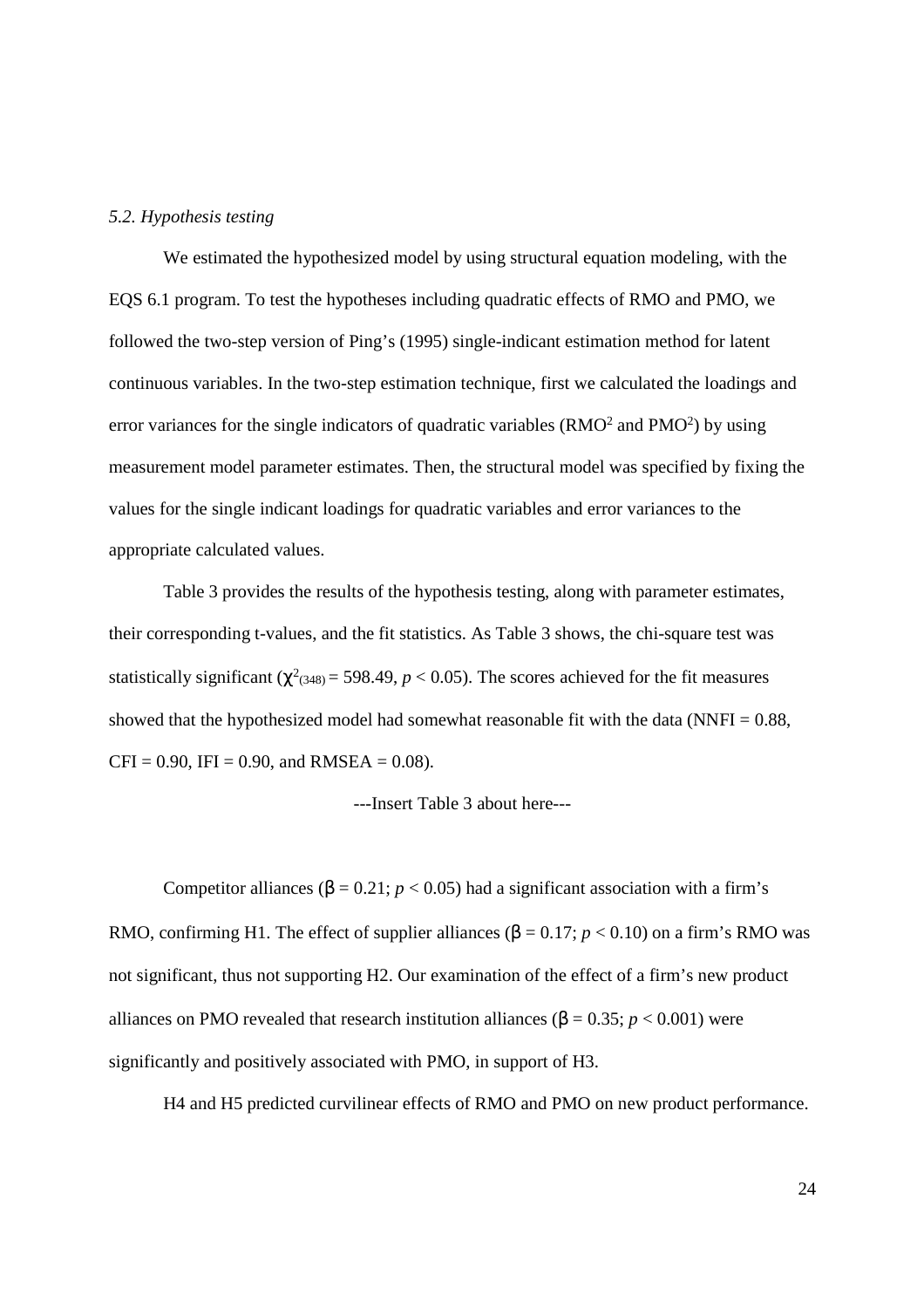### *5.2. Hypothesis testing*

We estimated the hypothesized model by using structural equation modeling, with the EQS 6.1 program. To test the hypotheses including quadratic effects of RMO and PMO, we followed the two-step version of Ping's (1995) single-indicant estimation method for latent continuous variables. In the two-step estimation technique, first we calculated the loadings and error variances for the single indicators of quadratic variables ($RMO^2$ and $PMO^2$) by using measurement model parameter estimates. Then, the structural model was specified by fixing the values for the single indicant loadings for quadratic variables and error variances to the appropriate calculated values.

Table 3 provides the results of the hypothesis testing, along with parameter estimates, their corresponding t-values, and the fit statistics. As Table 3 shows, the chi-square test was statistically significant ($\chi^2_{(348)} = 598.49$, $p < 0.05$). The scores achieved for the fit measures showed that the hypothesized model had somewhat reasonable fit with the data (NNFI = 0.88, CFI = 0.90, IFI = 0.90, and RMSEA = 0.08).

---Insert Table 3 about here---

Competitor alliances ($\beta = 0.21$; $p < 0.05$) had a significant association with a firm's RMO, confirming H1. The effect of supplier alliances ($\beta = 0.17$; $p < 0.10$) on a firm's RMO was not significant, thus not supporting H2. Our examination of the effect of a firm's new product alliances on PMO revealed that research institution alliances ($\beta = 0.35$; $p < 0.001$) were significantly and positively associated with PMO, in support of H3.

H4 and H5 predicted curvilinear effects of RMO and PMO on new product performance.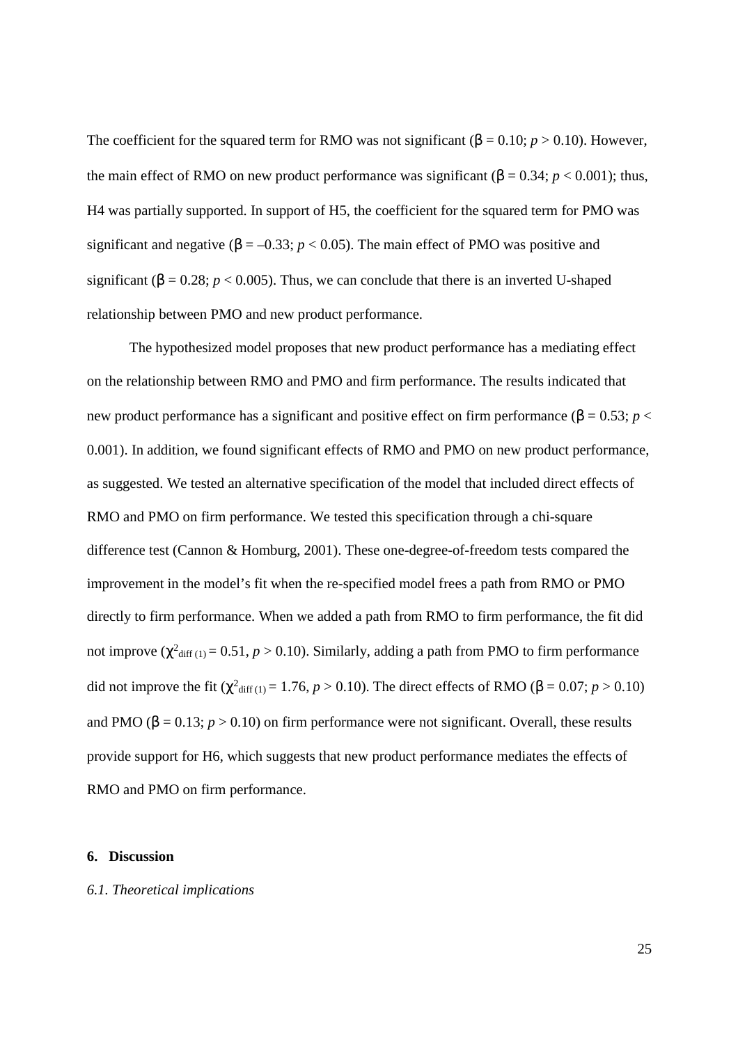The coefficient for the squared term for RMO was not significant ($\beta = 0.10$; $p > 0.10$). However, the main effect of RMO on new product performance was significant ($\beta = 0.34$; $p < 0.001$); thus, H4 was partially supported. In support of H5, the coefficient for the squared term for PMO was significant and negative ($\beta = -0.33$; $p < 0.05$). The main effect of PMO was positive and significant ($\beta = 0.28$; $p < 0.005$). Thus, we can conclude that there is an inverted U-shaped relationship between PMO and new product performance.

The hypothesized model proposes that new product performance has a mediating effect on the relationship between RMO and PMO and firm performance. The results indicated that new product performance has a significant and positive effect on firm performance ($\beta = 0.53$; $p < 0.001$). In addition, we found significant effects of RMO and PMO on new product performance, as suggested. We tested an alternative specification of the model that included direct effects of RMO and PMO on firm performance. We tested this specification through a chi-square difference test (Cannon & Homburg, 2001). These one-degree-of-freedom tests compared the improvement in the model's fit when the re-specified model frees a path from RMO or PMO directly to firm performance. When we added a path from RMO to firm performance, the fit did not improve ($\chi^2_{\text{diff}(1)} = 0.51$, $p > 0.10$). Similarly, adding a path from PMO to firm performance did not improve the fit ($\chi^2_{\text{diff}(1)} = 1.76$, $p > 0.10$). The direct effects of RMO ($\beta = 0.07$; $p > 0.10$) and PMO ($\beta = 0.13$; $p > 0.10$) on firm performance were not significant. Overall, these results provide support for H6, which suggests that new product performance mediates the effects of RMO and PMO on firm performance.

## 6. Discussion

### *6.1. Theoretical implications*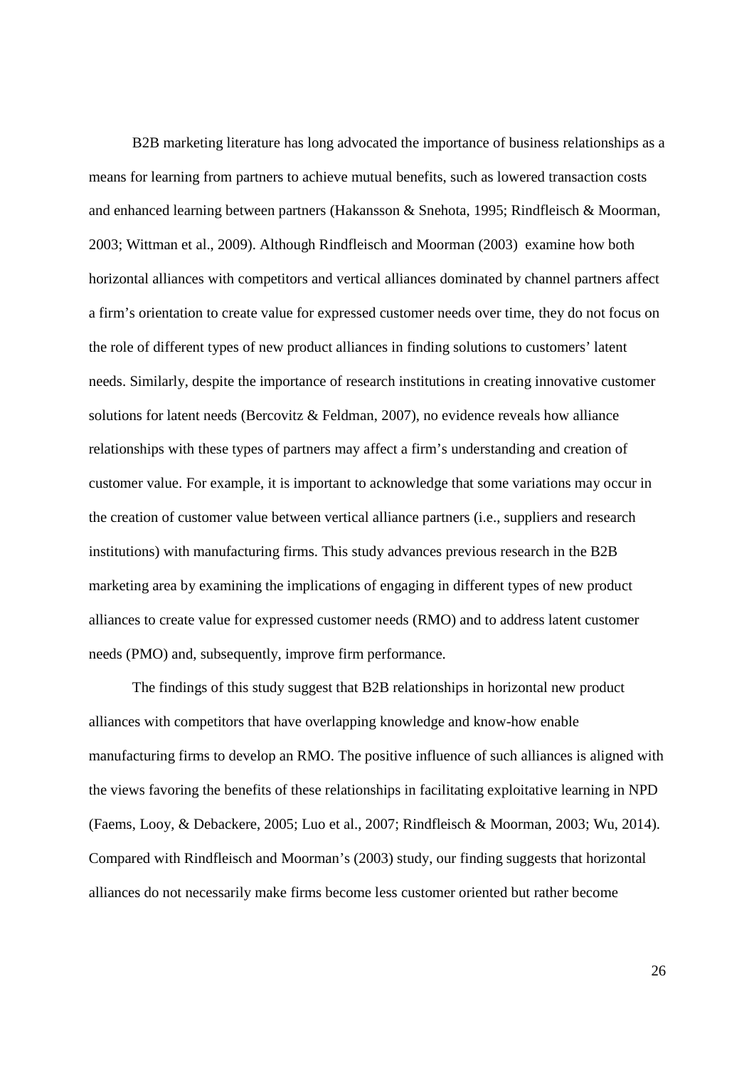B2B marketing literature has long advocated the importance of business relationships as a means for learning from partners to achieve mutual benefits, such as lowered transaction costs and enhanced learning between partners (Hakansson & Snehota, 1995; Rindfleisch & Moorman, 2003; Wittman et al., 2009). Although Rindfleisch and Moorman (2003) examine how both horizontal alliances with competitors and vertical alliances dominated by channel partners affect a firm's orientation to create value for expressed customer needs over time, they do not focus on the role of different types of new product alliances in finding solutions to customers' latent needs. Similarly, despite the importance of research institutions in creating innovative customer solutions for latent needs (Bercovitz & Feldman, 2007), no evidence reveals how alliance relationships with these types of partners may affect a firm's understanding and creation of customer value. For example, it is important to acknowledge that some variations may occur in the creation of customer value between vertical alliance partners (i.e., suppliers and research institutions) with manufacturing firms. This study advances previous research in the B2B marketing area by examining the implications of engaging in different types of new product alliances to create value for expressed customer needs (RMO) and to address latent customer needs (PMO) and, subsequently, improve firm performance.

The findings of this study suggest that B2B relationships in horizontal new product alliances with competitors that have overlapping knowledge and know-how enable manufacturing firms to develop an RMO. The positive influence of such alliances is aligned with the views favoring the benefits of these relationships in facilitating exploitative learning in NPD (Faems, Looy, & Debackere, 2005; Luo et al., 2007; Rindfleisch & Moorman, 2003; Wu, 2014). Compared with Rindfleisch and Moorman's (2003) study, our finding suggests that horizontal alliances do not necessarily make firms become less customer oriented but rather become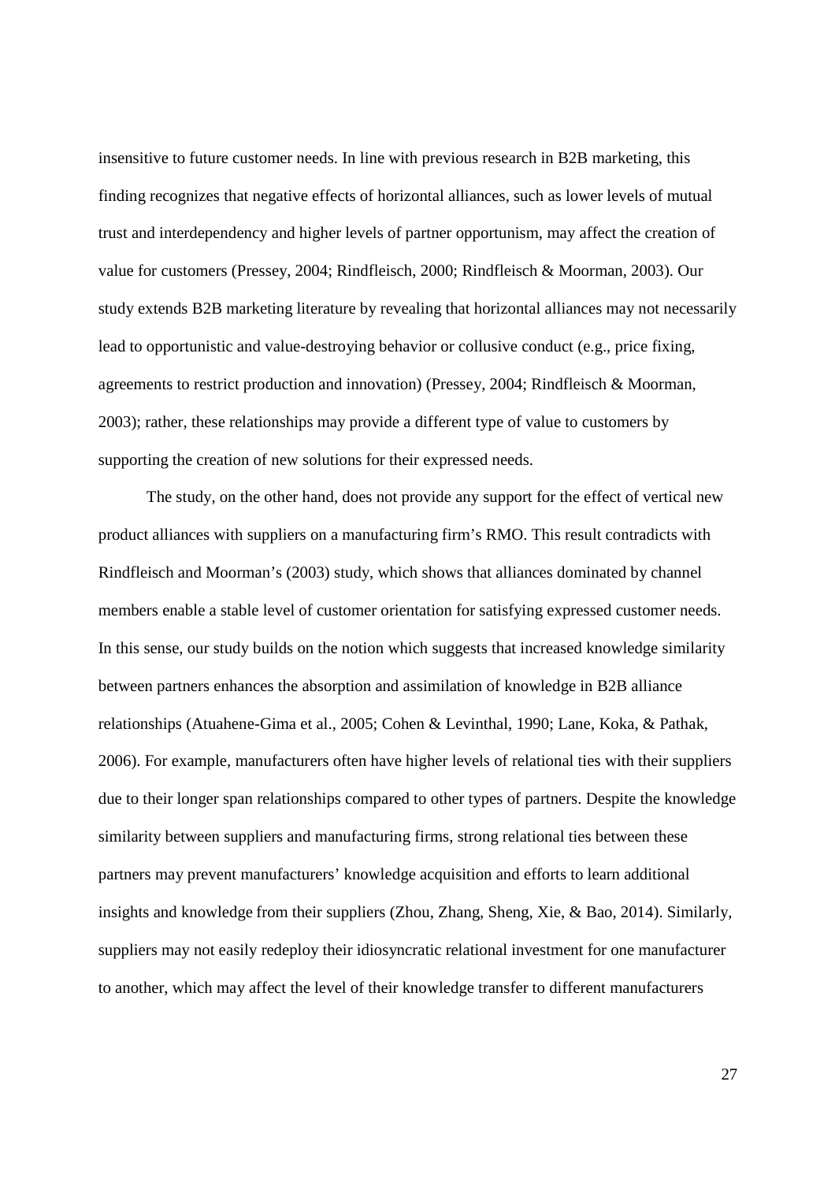insensitive to future customer needs. In line with previous research in B2B marketing, this finding recognizes that negative effects of horizontal alliances, such as lower levels of mutual trust and interdependency and higher levels of partner opportunism, may affect the creation of value for customers (Pressey, 2004; Rindfleisch, 2000; Rindfleisch & Moorman, 2003). Our study extends B2B marketing literature by revealing that horizontal alliances may not necessarily lead to opportunistic and value-destroying behavior or collusive conduct (e.g., price fixing, agreements to restrict production and innovation) (Pressey, 2004; Rindfleisch & Moorman, 2003); rather, these relationships may provide a different type of value to customers by supporting the creation of new solutions for their expressed needs.

The study, on the other hand, does not provide any support for the effect of vertical new product alliances with suppliers on a manufacturing firm's RMO. This result contradicts with Rindfleisch and Moorman's (2003) study, which shows that alliances dominated by channel members enable a stable level of customer orientation for satisfying expressed customer needs. In this sense, our study builds on the notion which suggests that increased knowledge similarity between partners enhances the absorption and assimilation of knowledge in B2B alliance relationships (Atuahene-Gima et al., 2005; Cohen & Levinthal, 1990; Lane, Koka, & Pathak, 2006). For example, manufacturers often have higher levels of relational ties with their suppliers due to their longer span relationships compared to other types of partners. Despite the knowledge similarity between suppliers and manufacturing firms, strong relational ties between these partners may prevent manufacturers' knowledge acquisition and efforts to learn additional insights and knowledge from their suppliers (Zhou, Zhang, Sheng, Xie, & Bao, 2014). Similarly, suppliers may not easily redeploy their idiosyncratic relational investment for one manufacturer to another, which may affect the level of their knowledge transfer to different manufacturers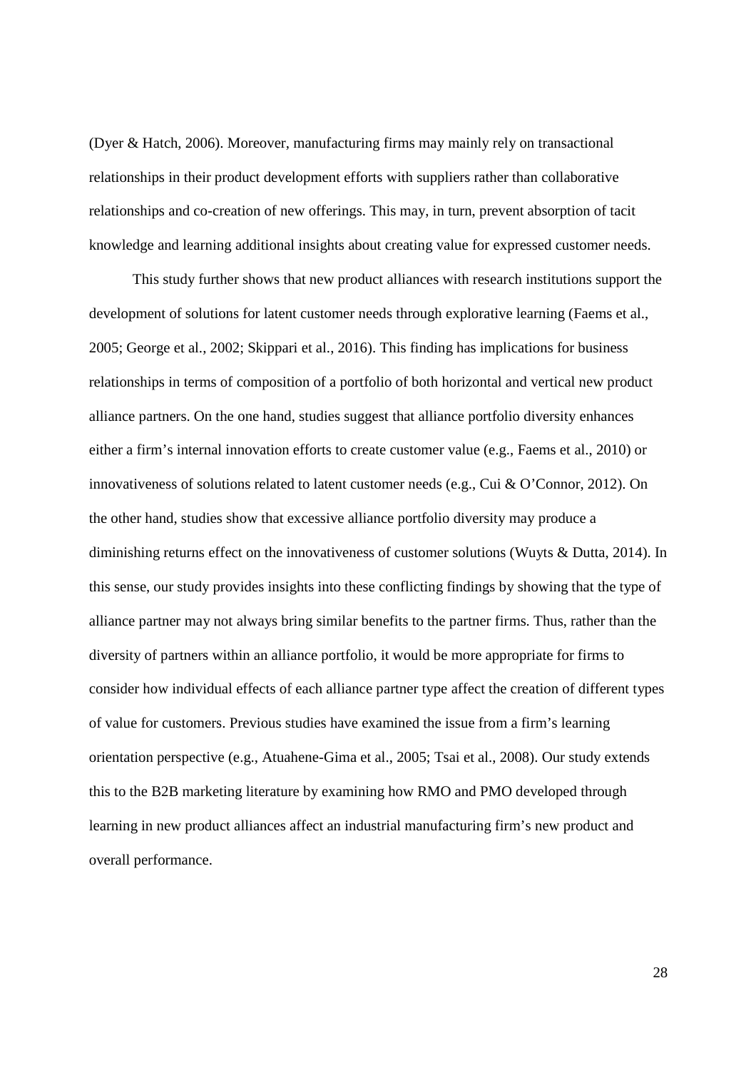(Dyer & Hatch, 2006). Moreover, manufacturing firms may mainly rely on transactional relationships in their product development efforts with suppliers rather than collaborative relationships and co-creation of new offerings. This may, in turn, prevent absorption of tacit knowledge and learning additional insights about creating value for expressed customer needs.

This study further shows that new product alliances with research institutions support the development of solutions for latent customer needs through explorative learning (Faems et al., 2005; George et al., 2002; Skippari et al., 2016). This finding has implications for business relationships in terms of composition of a portfolio of both horizontal and vertical new product alliance partners. On the one hand, studies suggest that alliance portfolio diversity enhances either a firm's internal innovation efforts to create customer value (e.g., Faems et al., 2010) or innovativeness of solutions related to latent customer needs (e.g., Cui & O'Connor, 2012). On the other hand, studies show that excessive alliance portfolio diversity may produce a diminishing returns effect on the innovativeness of customer solutions (Wuyts & Dutta, 2014). In this sense, our study provides insights into these conflicting findings by showing that the type of alliance partner may not always bring similar benefits to the partner firms. Thus, rather than the diversity of partners within an alliance portfolio, it would be more appropriate for firms to consider how individual effects of each alliance partner type affect the creation of different types of value for customers. Previous studies have examined the issue from a firm's learning orientation perspective (e.g., Atuahene-Gima et al., 2005; Tsai et al., 2008). Our study extends this to the B2B marketing literature by examining how RMO and PMO developed through learning in new product alliances affect an industrial manufacturing firm's new product and overall performance.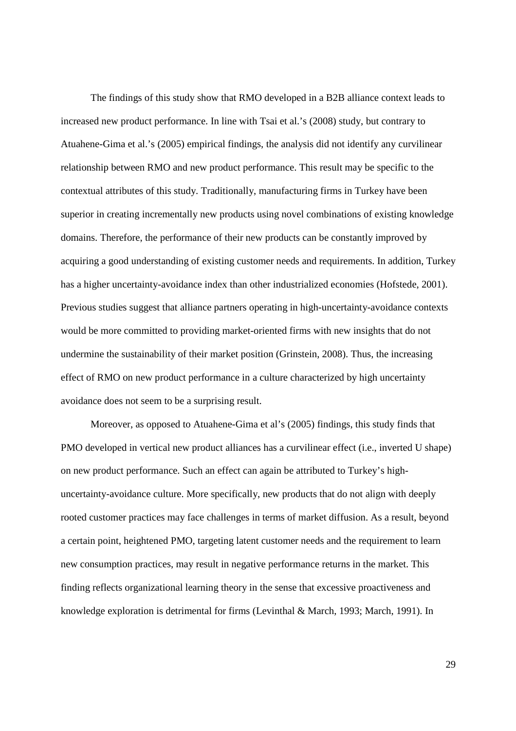The findings of this study show that RMO developed in a B2B alliance context leads to increased new product performance. In line with Tsai et al.'s (2008) study, but contrary to Atuahene-Gima et al.'s (2005) empirical findings, the analysis did not identify any curvilinear relationship between RMO and new product performance. This result may be specific to the contextual attributes of this study. Traditionally, manufacturing firms in Turkey have been superior in creating incrementally new products using novel combinations of existing knowledge domains. Therefore, the performance of their new products can be constantly improved by acquiring a good understanding of existing customer needs and requirements. In addition, Turkey has a higher uncertainty-avoidance index than other industrialized economies (Hofstede, 2001). Previous studies suggest that alliance partners operating in high-uncertainty-avoidance contexts would be more committed to providing market-oriented firms with new insights that do not undermine the sustainability of their market position (Grinstein, 2008). Thus, the increasing effect of RMO on new product performance in a culture characterized by high uncertainty avoidance does not seem to be a surprising result.

Moreover, as opposed to Atuahene-Gima et al's (2005) findings, this study finds that PMO developed in vertical new product alliances has a curvilinear effect (i.e., inverted U shape) on new product performance. Such an effect can again be attributed to Turkey's high-uncertainty-avoidance culture. More specifically, new products that do not align with deeply rooted customer practices may face challenges in terms of market diffusion. As a result, beyond a certain point, heightened PMO, targeting latent customer needs and the requirement to learn new consumption practices, may result in negative performance returns in the market. This finding reflects organizational learning theory in the sense that excessive proactiveness and knowledge exploration is detrimental for firms (Levinthal & March, 1993; March, 1991). In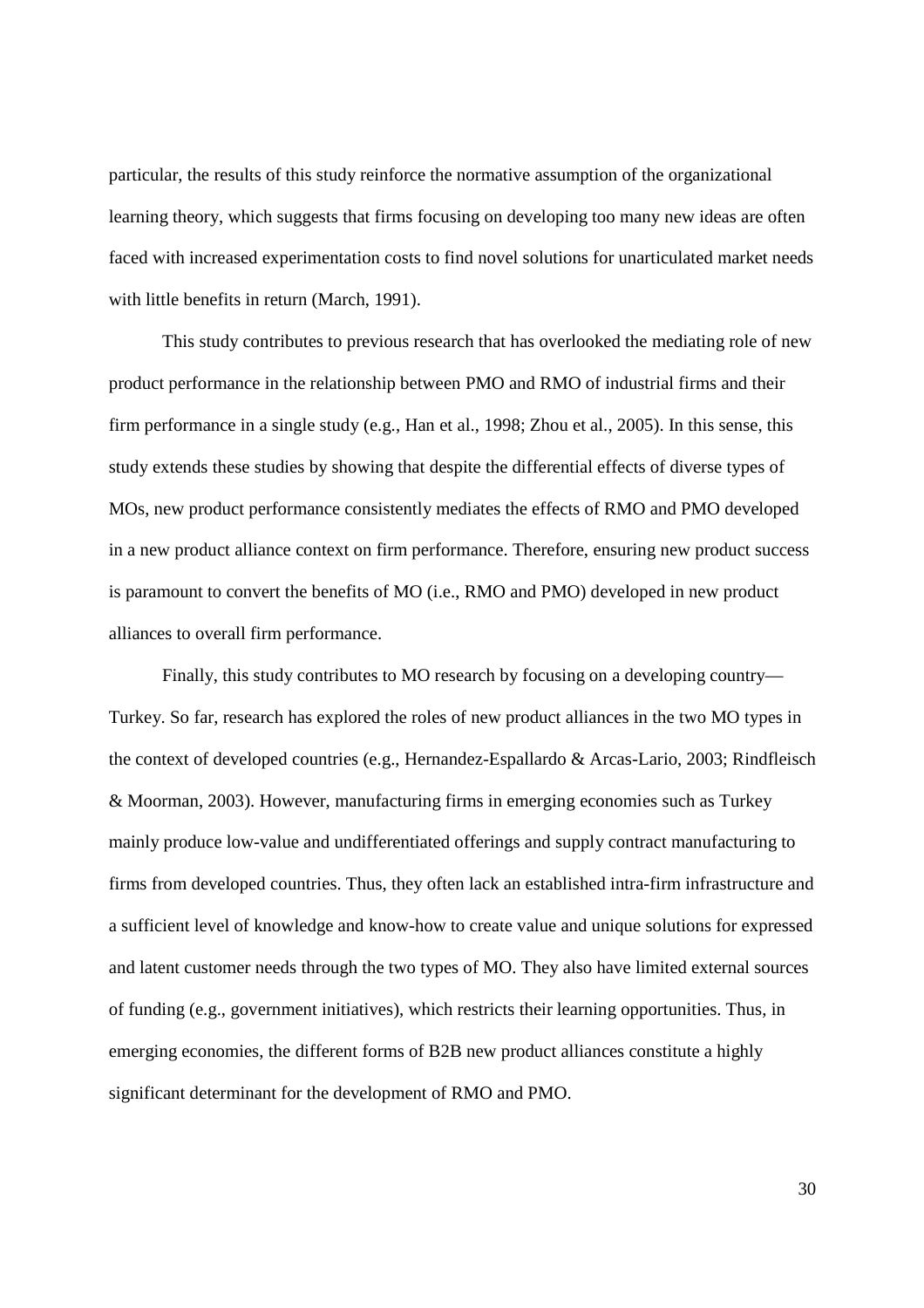particular, the results of this study reinforce the normative assumption of the organizational learning theory, which suggests that firms focusing on developing too many new ideas are often faced with increased experimentation costs to find novel solutions for unarticulated market needs with little benefits in return (March, 1991).

This study contributes to previous research that has overlooked the mediating role of new product performance in the relationship between PMO and RMO of industrial firms and their firm performance in a single study (e.g., Han et al., 1998; Zhou et al., 2005). In this sense, this study extends these studies by showing that despite the differential effects of diverse types of MOs, new product performance consistently mediates the effects of RMO and PMO developed in a new product alliance context on firm performance. Therefore, ensuring new product success is paramount to convert the benefits of MO (i.e., RMO and PMO) developed in new product alliances to overall firm performance.

Finally, this study contributes to MO research by focusing on a developing country—Turkey. So far, research has explored the roles of new product alliances in the two MO types in the context of developed countries (e.g., Hernandez-Espallardo & Arcas-Lario, 2003; Rindfleisch & Moorman, 2003). However, manufacturing firms in emerging economies such as Turkey mainly produce low-value and undifferentiated offerings and supply contract manufacturing to firms from developed countries. Thus, they often lack an established intra-firm infrastructure and a sufficient level of knowledge and know-how to create value and unique solutions for expressed and latent customer needs through the two types of MO. They also have limited external sources of funding (e.g., government initiatives), which restricts their learning opportunities. Thus, in emerging economies, the different forms of B2B new product alliances constitute a highly significant determinant for the development of RMO and PMO.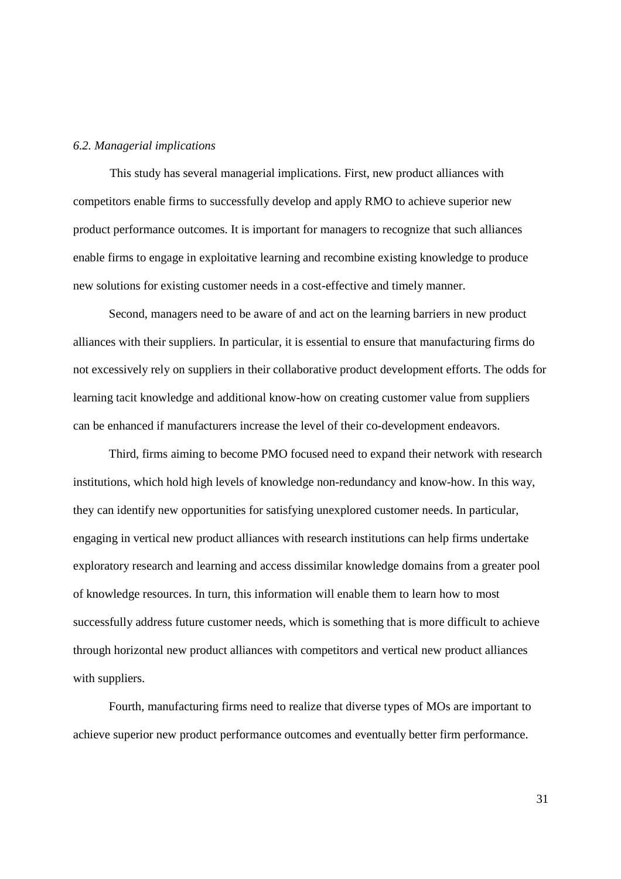### *6.2. Managerial implications*

This study has several managerial implications. First, new product alliances with competitors enable firms to successfully develop and apply RMO to achieve superior new product performance outcomes. It is important for managers to recognize that such alliances enable firms to engage in exploitative learning and recombine existing knowledge to produce new solutions for existing customer needs in a cost-effective and timely manner.

Second, managers need to be aware of and act on the learning barriers in new product alliances with their suppliers. In particular, it is essential to ensure that manufacturing firms do not excessively rely on suppliers in their collaborative product development efforts. The odds for learning tacit knowledge and additional know-how on creating customer value from suppliers can be enhanced if manufacturers increase the level of their co-development endeavors.

Third, firms aiming to become PMO focused need to expand their network with research institutions, which hold high levels of knowledge non-redundancy and know-how. In this way, they can identify new opportunities for satisfying unexplored customer needs. In particular, engaging in vertical new product alliances with research institutions can help firms undertake exploratory research and learning and access dissimilar knowledge domains from a greater pool of knowledge resources. In turn, this information will enable them to learn how to most successfully address future customer needs, which is something that is more difficult to achieve through horizontal new product alliances with competitors and vertical new product alliances with suppliers.

Fourth, manufacturing firms need to realize that diverse types of MOs are important to achieve superior new product performance outcomes and eventually better firm performance.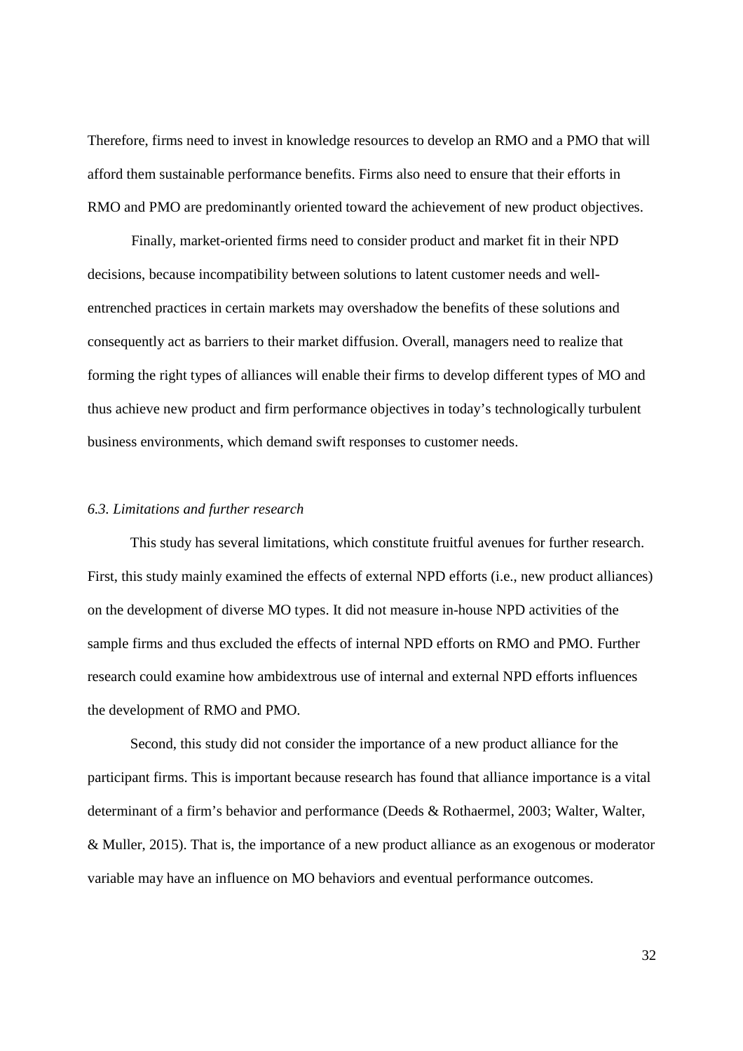Therefore, firms need to invest in knowledge resources to develop an RMO and a PMO that will afford them sustainable performance benefits. Firms also need to ensure that their efforts in RMO and PMO are predominantly oriented toward the achievement of new product objectives.

Finally, market-oriented firms need to consider product and market fit in their NPD decisions, because incompatibility between solutions to latent customer needs and well-entrenched practices in certain markets may overshadow the benefits of these solutions and consequently act as barriers to their market diffusion. Overall, managers need to realize that forming the right types of alliances will enable their firms to develop different types of MO and thus achieve new product and firm performance objectives in today's technologically turbulent business environments, which demand swift responses to customer needs.

### *6.3. Limitations and further research*

This study has several limitations, which constitute fruitful avenues for further research. First, this study mainly examined the effects of external NPD efforts (i.e., new product alliances) on the development of diverse MO types. It did not measure in-house NPD activities of the sample firms and thus excluded the effects of internal NPD efforts on RMO and PMO. Further research could examine how ambidextrous use of internal and external NPD efforts influences the development of RMO and PMO.

Second, this study did not consider the importance of a new product alliance for the participant firms. This is important because research has found that alliance importance is a vital determinant of a firm's behavior and performance (Deeds & Rothaermel, 2003; Walter, Walter, & Muller, 2015). That is, the importance of a new product alliance as an exogenous or moderator variable may have an influence on MO behaviors and eventual performance outcomes.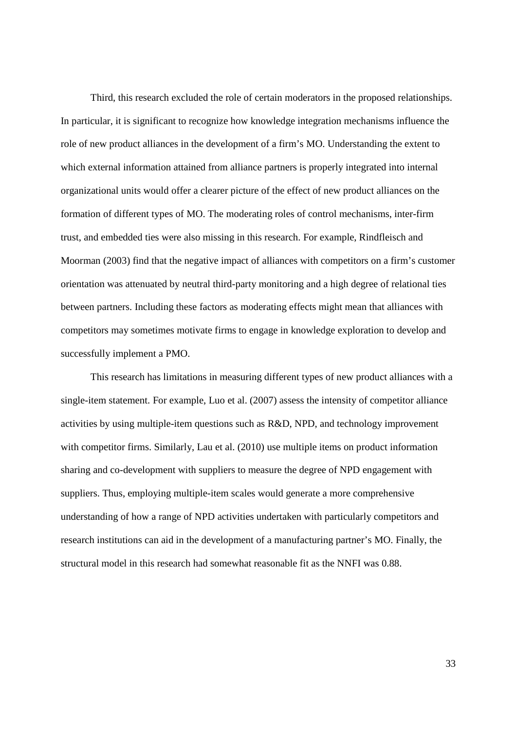Third, this research excluded the role of certain moderators in the proposed relationships. In particular, it is significant to recognize how knowledge integration mechanisms influence the role of new product alliances in the development of a firm's MO. Understanding the extent to which external information attained from alliance partners is properly integrated into internal organizational units would offer a clearer picture of the effect of new product alliances on the formation of different types of MO. The moderating roles of control mechanisms, inter-firm trust, and embedded ties were also missing in this research. For example, Rindfleisch and Moorman (2003) find that the negative impact of alliances with competitors on a firm's customer orientation was attenuated by neutral third-party monitoring and a high degree of relational ties between partners. Including these factors as moderating effects might mean that alliances with competitors may sometimes motivate firms to engage in knowledge exploration to develop and successfully implement a PMO.

This research has limitations in measuring different types of new product alliances with a single-item statement. For example, Luo et al. (2007) assess the intensity of competitor alliance activities by using multiple-item questions such as R&D, NPD, and technology improvement with competitor firms. Similarly, Lau et al. (2010) use multiple items on product information sharing and co-development with suppliers to measure the degree of NPD engagement with suppliers. Thus, employing multiple-item scales would generate a more comprehensive understanding of how a range of NPD activities undertaken with particularly competitors and research institutions can aid in the development of a manufacturing partner's MO. Finally, the structural model in this research had somewhat reasonable fit as the NNFI was 0.88.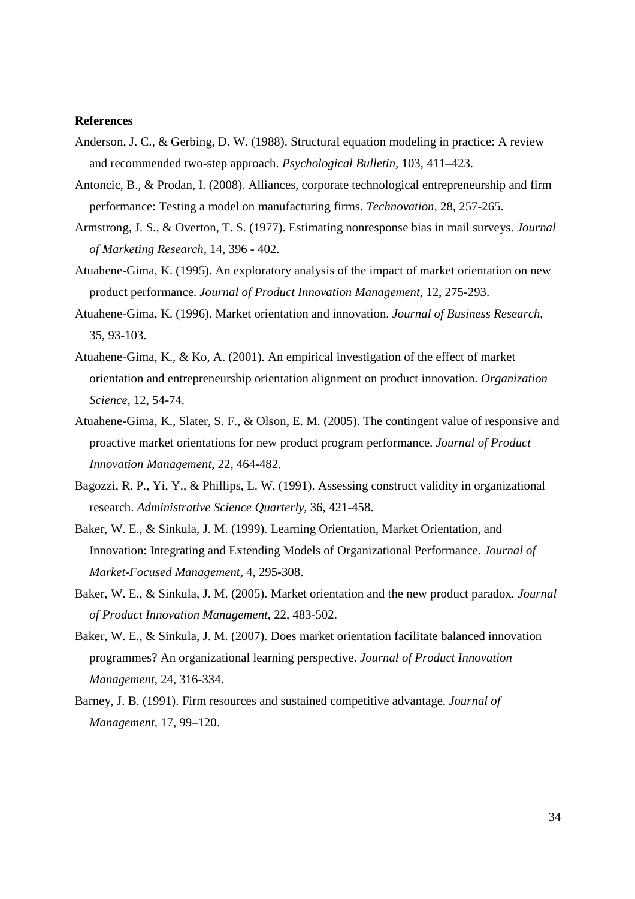**References**

Anderson, J. C., & Gerbing, D. W. (1988). Structural equation modeling in practice: A review and recommended two-step approach. *Psychological Bulletin*, 103, 411–423.

Antoncic, B., & Prodan, I. (2008). Alliances, corporate technological entrepreneurship and firm performance: Testing a model on manufacturing firms. *Technovation*, 28, 257-265.

Armstrong, J. S., & Overton, T. S. (1977). Estimating nonresponse bias in mail surveys. *Journal of Marketing Research*, 14, 396 - 402.

Atuahene-Gima, K. (1995). An exploratory analysis of the impact of market orientation on new product performance. *Journal of Product Innovation Management*, 12, 275-293.

Atuahene-Gima, K. (1996). Market orientation and innovation. *Journal of Business Research*, 35, 93-103.

Atuahene-Gima, K., & Ko, A. (2001). An empirical investigation of the effect of market orientation and entrepreneurship orientation alignment on product innovation. *Organization Science*, 12, 54-74.

Atuahene-Gima, K., Slater, S. F., & Olson, E. M. (2005). The contingent value of responsive and proactive market orientations for new product program performance. *Journal of Product Innovation Management*, 22, 464-482.

Bagozzi, R. P., Yi, Y., & Phillips, L. W. (1991). Assessing construct validity in organizational research. *Administrative Science Quarterly*, 36, 421-458.

Baker, W. E., & Sinkula, J. M. (1999). Learning Orientation, Market Orientation, and Innovation: Integrating and Extending Models of Organizational Performance. *Journal of Market-Focused Management*, 4, 295-308.

Baker, W. E., & Sinkula, J. M. (2005). Market orientation and the new product paradox. *Journal of Product Innovation Management*, 22, 483-502.

Baker, W. E., & Sinkula, J. M. (2007). Does market orientation facilitate balanced innovation programmes? An organizational learning perspective. *Journal of Product Innovation Management*, 24, 316-334.

Barney, J. B. (1991). Firm resources and sustained competitive advantage. *Journal of Management*, 17, 99–120.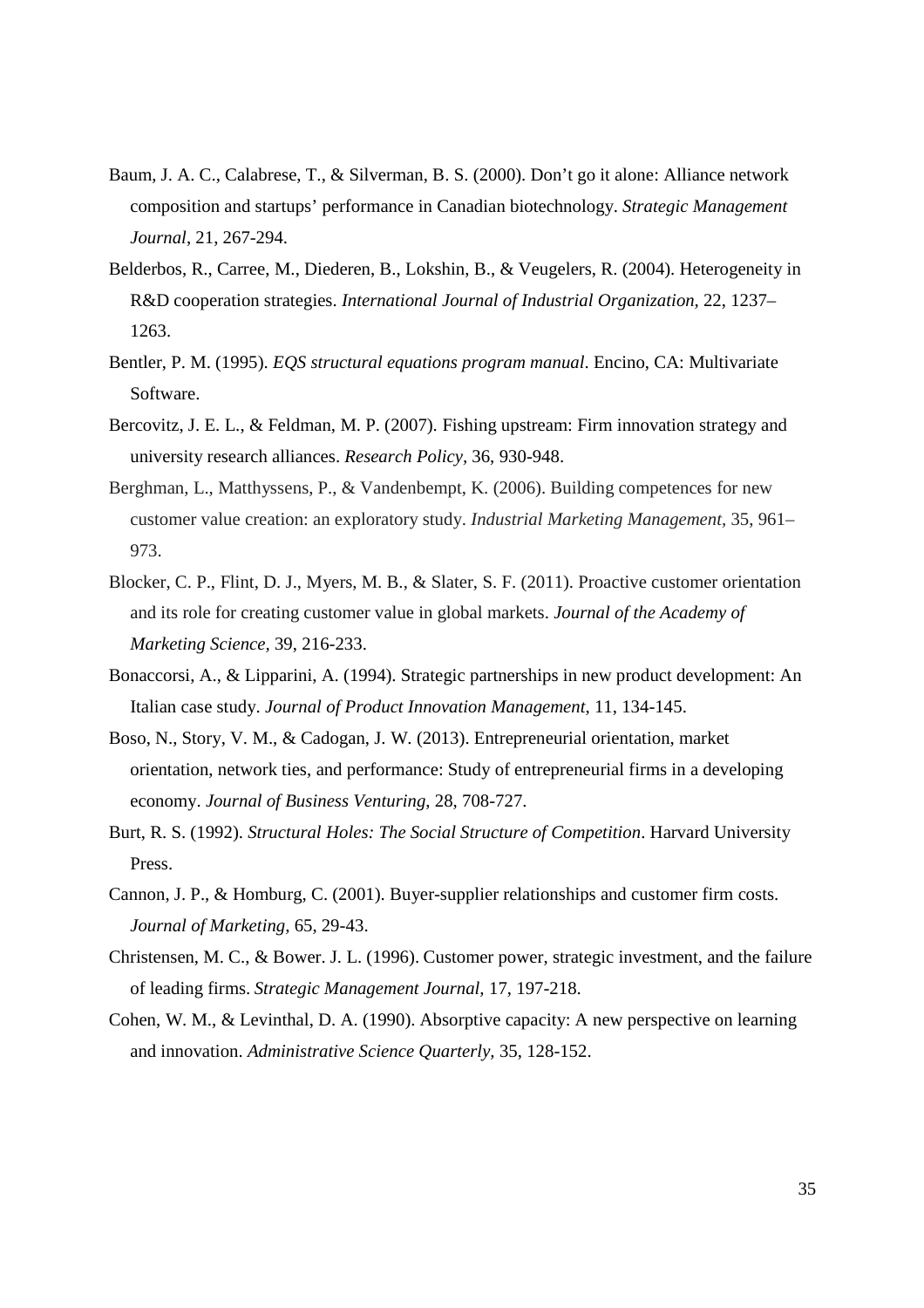Baum, J. A. C., Calabrese, T., & Silverman, B. S. (2000). Don't go it alone: Alliance network composition and startups' performance in Canadian biotechnology. *Strategic Management Journal*, 21, 267-294.

Belderbos, R., Carree, M., Diederen, B., Lokshin, B., & Veugelers, R. (2004). Heterogeneity in R&D cooperation strategies. *International Journal of Industrial Organization*, 22, 1237–1263.

Bentler, P. M. (1995). *EQS structural equations program manual*. Encino, CA: Multivariate Software.

Bercovitz, J. E. L., & Feldman, M. P. (2007). Fishing upstream: Firm innovation strategy and university research alliances. *Research Policy,* 36, 930-948.

Berghman, L., Matthyssens, P., & Vandenbempt, K. (2006). Building competences for new customer value creation: an exploratory study. *Industrial Marketing Management,* 35, 961–973.

Blocker, C. P., Flint, D. J., Myers, M. B., & Slater, S. F. (2011). Proactive customer orientation and its role for creating customer value in global markets. *Journal of the Academy of Marketing Science,* 39, 216-233.

Bonaccorsi, A., & Lipparini, A. (1994). Strategic partnerships in new product development: An Italian case study. *Journal of Product Innovation Management*, 11, 134-145.

Boso, N., Story, V. M., & Cadogan, J. W. (2013). Entrepreneurial orientation, market orientation, network ties, and performance: Study of entrepreneurial firms in a developing economy. *Journal of Business Venturing*, 28, 708-727.

Burt, R. S. (1992). *Structural Holes: The Social Structure of Competition*. Harvard University Press.

Cannon, J. P., & Homburg, C. (2001). Buyer-supplier relationships and customer firm costs. *Journal of Marketing,* 65, 29-43.

Christensen, M. C., & Bower. J. L. (1996). Customer power, strategic investment, and the failure of leading firms. *Strategic Management Journal,* 17, 197-218.

Cohen, W. M., & Levinthal, D. A. (1990). Absorptive capacity: A new perspective on learning and innovation. *Administrative Science Quarterly,* 35, 128-152.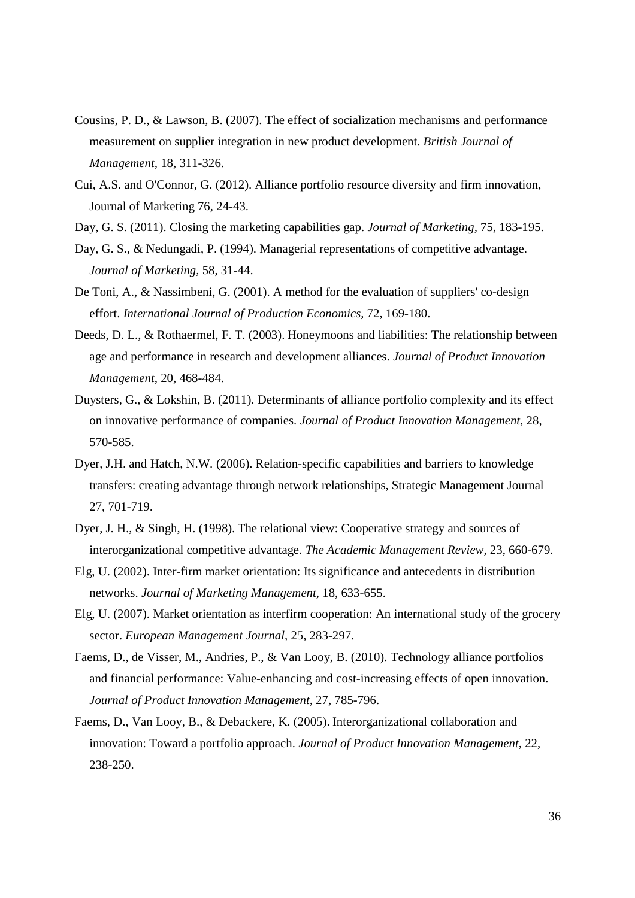Cousins, P. D., & Lawson, B. (2007). The effect of socialization mechanisms and performance measurement on supplier integration in new product development. *British Journal of Management*, 18, 311-326.

Cui, A.S. and O'Connor, G. (2012). Alliance portfolio resource diversity and firm innovation, Journal of Marketing 76, 24-43.

Day, G. S. (2011). Closing the marketing capabilities gap. *Journal of Marketing*, 75, 183-195.

Day, G. S., & Nedungadi, P. (1994). Managerial representations of competitive advantage. *Journal of Marketing*, 58, 31-44.

De Toni, A., & Nassimbeni, G. (2001). A method for the evaluation of suppliers' co-design effort. *International Journal of Production Economics*, 72, 169-180.

Deeds, D. L., & Rothaermel, F. T. (2003). Honeymoons and liabilities: The relationship between age and performance in research and development alliances. *Journal of Product Innovation Management*, 20, 468-484.

Duysters, G., & Lokshin, B. (2011). Determinants of alliance portfolio complexity and its effect on innovative performance of companies. *Journal of Product Innovation Management*, 28, 570-585.

Dyer, J.H. and Hatch, N.W. (2006). Relation-specific capabilities and barriers to knowledge transfers: creating advantage through network relationships, Strategic Management Journal 27, 701-719.

Dyer, J. H., & Singh, H. (1998). The relational view: Cooperative strategy and sources of interorganizational competitive advantage. *The Academic Management Review*, 23, 660-679.

Elg, U. (2002). Inter-firm market orientation: Its significance and antecedents in distribution networks. *Journal of Marketing Management*, 18, 633-655.

Elg, U. (2007). Market orientation as interfirm cooperation: An international study of the grocery sector. *European Management Journal*, 25, 283-297.

Faems, D., de Visser, M., Andries, P., & Van Looy, B. (2010). Technology alliance portfolios and financial performance: Value-enhancing and cost-increasing effects of open innovation. *Journal of Product Innovation Management*, 27, 785-796.

Faems, D., Van Looy, B., & Debackere, K. (2005). Interorganizational collaboration and innovation: Toward a portfolio approach. *Journal of Product Innovation Management*, 22, 238-250.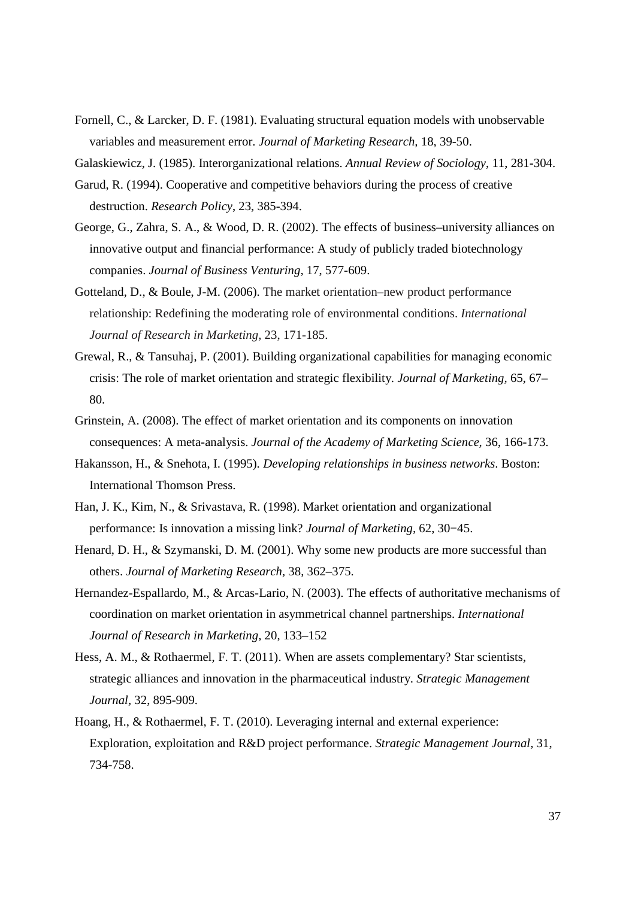Fornell, C., & Larcker, D. F. (1981). Evaluating structural equation models with unobservable variables and measurement error. *Journal of Marketing Research*, 18, 39-50.

Galaskiewicz, J. (1985). Interorganizational relations. *Annual Review of Sociology*, 11, 281-304.

Garud, R. (1994). Cooperative and competitive behaviors during the process of creative destruction. *Research Policy*, 23, 385-394.

George, G., Zahra, S. A., & Wood, D. R. (2002). The effects of business–university alliances on innovative output and financial performance: A study of publicly traded biotechnology companies. *Journal of Business Venturing*, 17, 577-609.

Gotteland, D., & Boule, J-M. (2006). The market orientation–new product performance relationship: Redefining the moderating role of environmental conditions. *International Journal of Research in Marketing*, 23, 171-185.

Grewal, R., & Tansuhaj, P. (2001). Building organizational capabilities for managing economic crisis: The role of market orientation and strategic flexibility. *Journal of Marketing*, 65, 67–80.

Grinstein, A. (2008). The effect of market orientation and its components on innovation consequences: A meta-analysis. *Journal of the Academy of Marketing Science*, 36, 166-173.

Hakansson, H., & Snehota, I. (1995). *Developing relationships in business networks*. Boston: International Thomson Press.

Han, J. K., Kim, N., & Srivastava, R. (1998). Market orientation and organizational performance: Is innovation a missing link? *Journal of Marketing*, 62, 30−45.

Henard, D. H., & Szymanski, D. M. (2001). Why some new products are more successful than others. *Journal of Marketing Research*, 38, 362–375.

Hernandez-Espallardo, M., & Arcas-Lario, N. (2003). The effects of authoritative mechanisms of coordination on market orientation in asymmetrical channel partnerships. *International Journal of Research in Marketing*, 20, 133–152

Hess, A. M., & Rothaermel, F. T. (2011). When are assets complementary? Star scientists, strategic alliances and innovation in the pharmaceutical industry. *Strategic Management Journal*, 32, 895-909.

Hoang, H., & Rothaermel, F. T. (2010). Leveraging internal and external experience: Exploration, exploitation and R&D project performance. *Strategic Management Journal*, 31, 734-758.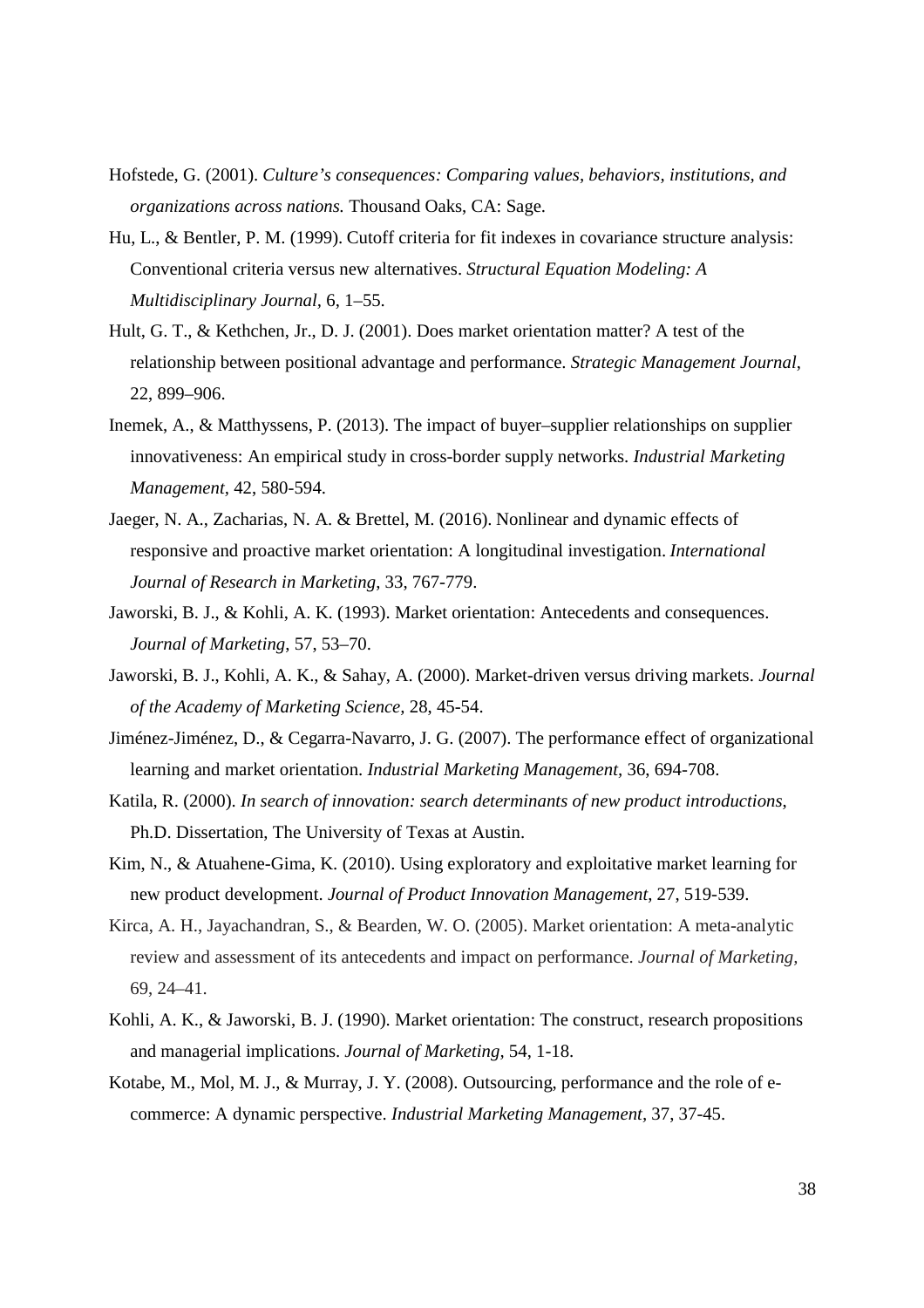Hofstede, G. (2001). *Culture's consequences: Comparing values, behaviors, institutions, and organizations across nations.* Thousand Oaks, CA: Sage.

Hu, L., & Bentler, P. M. (1999). Cutoff criteria for fit indexes in covariance structure analysis: Conventional criteria versus new alternatives. *Structural Equation Modeling: A Multidisciplinary Journal*, 6, 1–55.

Hult, G. T., & Kethchen, Jr., D. J. (2001). Does market orientation matter? A test of the relationship between positional advantage and performance. *Strategic Management Journal*, 22, 899–906.

Inemek, A., & Matthyssens, P. (2013). The impact of buyer–supplier relationships on supplier innovativeness: An empirical study in cross-border supply networks. *Industrial Marketing Management*, 42, 580-594.

Jaeger, N. A., Zacharias, N. A. & Brettel, M. (2016). Nonlinear and dynamic effects of responsive and proactive market orientation: A longitudinal investigation. *International Journal of Research in Marketing*, 33, 767-779.

Jaworski, B. J., & Kohli, A. K. (1993). Market orientation: Antecedents and consequences. *Journal of Marketing*, 57, 53–70.

Jaworski, B. J., Kohli, A. K., & Sahay, A. (2000). Market-driven versus driving markets. *Journal of the Academy of Marketing Science*, 28, 45-54.

Jiménez-Jiménez, D., & Cegarra-Navarro, J. G. (2007). The performance effect of organizational learning and market orientation. *Industrial Marketing Management*, 36, 694-708.

Katila, R. (2000). *In search of innovation: search determinants of new product introductions*, Ph.D. Dissertation, The University of Texas at Austin.

Kim, N., & Atuahene-Gima, K. (2010). Using exploratory and exploitative market learning for new product development. *Journal of Product Innovation Management*, 27, 519-539.

Kirca, A. H., Jayachandran, S., & Bearden, W. O. (2005). Market orientation: A meta-analytic review and assessment of its antecedents and impact on performance. *Journal of Marketing*, 69, 24–41.

Kohli, A. K., & Jaworski, B. J. (1990). Market orientation: The construct, research propositions and managerial implications. *Journal of Marketing*, 54, 1-18.

Kotabe, M., Mol, M. J., & Murray, J. Y. (2008). Outsourcing, performance and the role of e-commerce: A dynamic perspective. *Industrial Marketing Management*, 37, 37-45.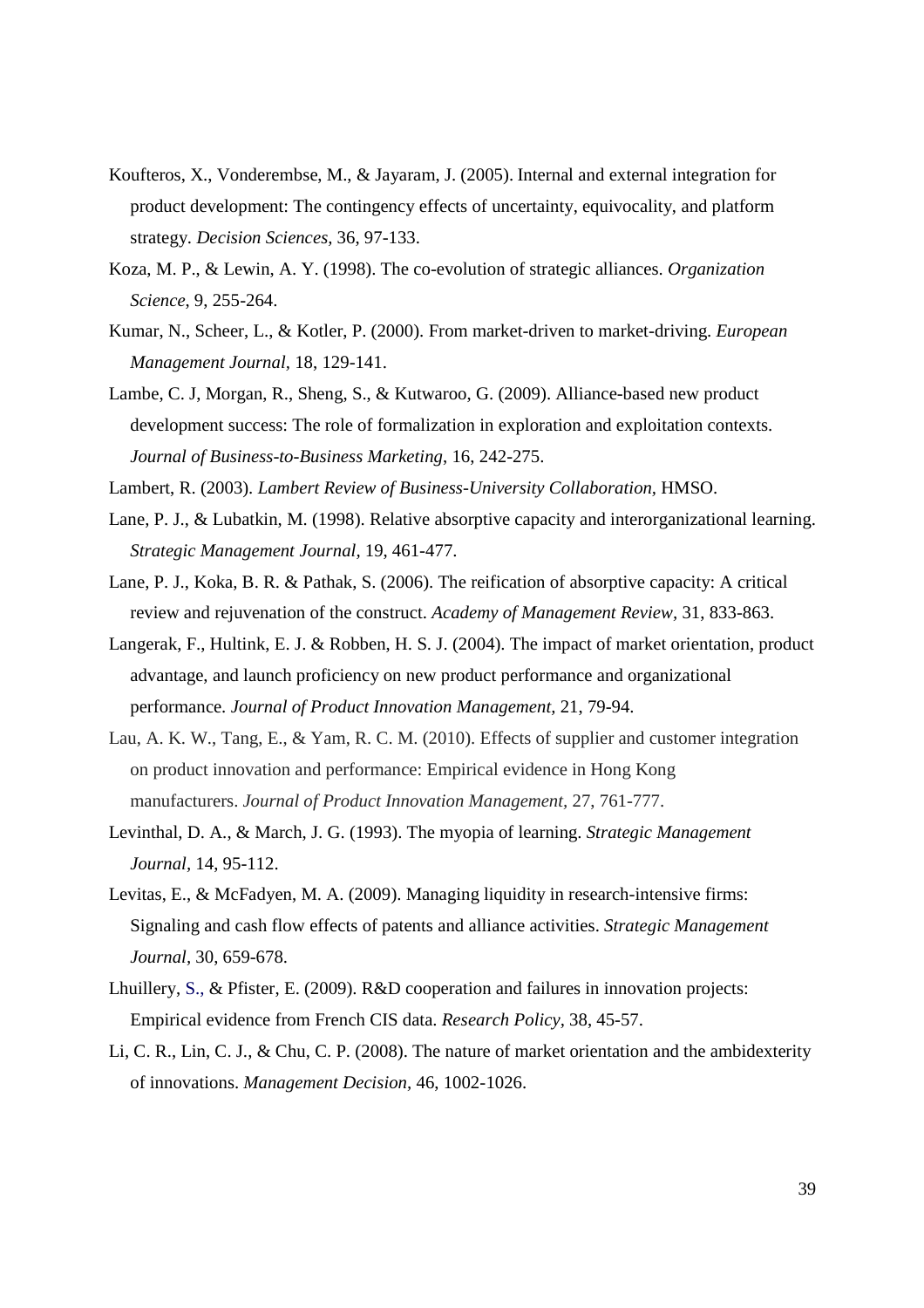Koufteros, X., Vonderembse, M., & Jayaram, J. (2005). Internal and external integration for product development: The contingency effects of uncertainty, equivocality, and platform strategy. *Decision Sciences,* 36, 97-133.

Koza, M. P., & Lewin, A. Y. (1998). The co-evolution of strategic alliances. *Organization Science*, 9, 255-264.

Kumar, N., Scheer, L., & Kotler, P. (2000). From market-driven to market-driving. *European Management Journal*, 18, 129-141.

Lambe, C. J, Morgan, R., Sheng, S., & Kutwaroo, G. (2009). Alliance-based new product development success: The role of formalization in exploration and exploitation contexts. *Journal of Business-to-Business Marketing*, 16, 242-275.

Lambert, R. (2003). *Lambert Review of Business-University Collaboration*, HMSO.

Lane, P. J., & Lubatkin, M. (1998). Relative absorptive capacity and interorganizational learning. *Strategic Management Journal,* 19, 461-477.

Lane, P. J., Koka, B. R. & Pathak, S. (2006). The reification of absorptive capacity: A critical review and rejuvenation of the construct. *Academy of Management Review*, 31, 833-863.

Langerak, F., Hultink, E. J. & Robben, H. S. J. (2004). The impact of market orientation, product advantage, and launch proficiency on new product performance and organizational performance. *Journal of Product Innovation Management,* 21, 79-94.

Lau, A. K. W., Tang, E., & Yam, R. C. M. (2010). Effects of supplier and customer integration on product innovation and performance: Empirical evidence in Hong Kong manufacturers. *Journal of Product Innovation Management*, 27, 761-777.

Levinthal, D. A., & March, J. G. (1993). The myopia of learning. *Strategic Management Journal*, 14, 95-112.

Levitas, E., & McFadyen, M. A. (2009). Managing liquidity in research-intensive firms: Signaling and cash flow effects of patents and alliance activities. *Strategic Management Journal,* 30, 659-678.

Lhuillery, S., & Pfister, E. (2009). R&D cooperation and failures in innovation projects: Empirical evidence from French CIS data. *Research Policy*, 38, 45-57.

Li, C. R., Lin, C. J., & Chu, C. P. (2008). The nature of market orientation and the ambidexterity of innovations. *Management Decision,* 46, 1002-1026.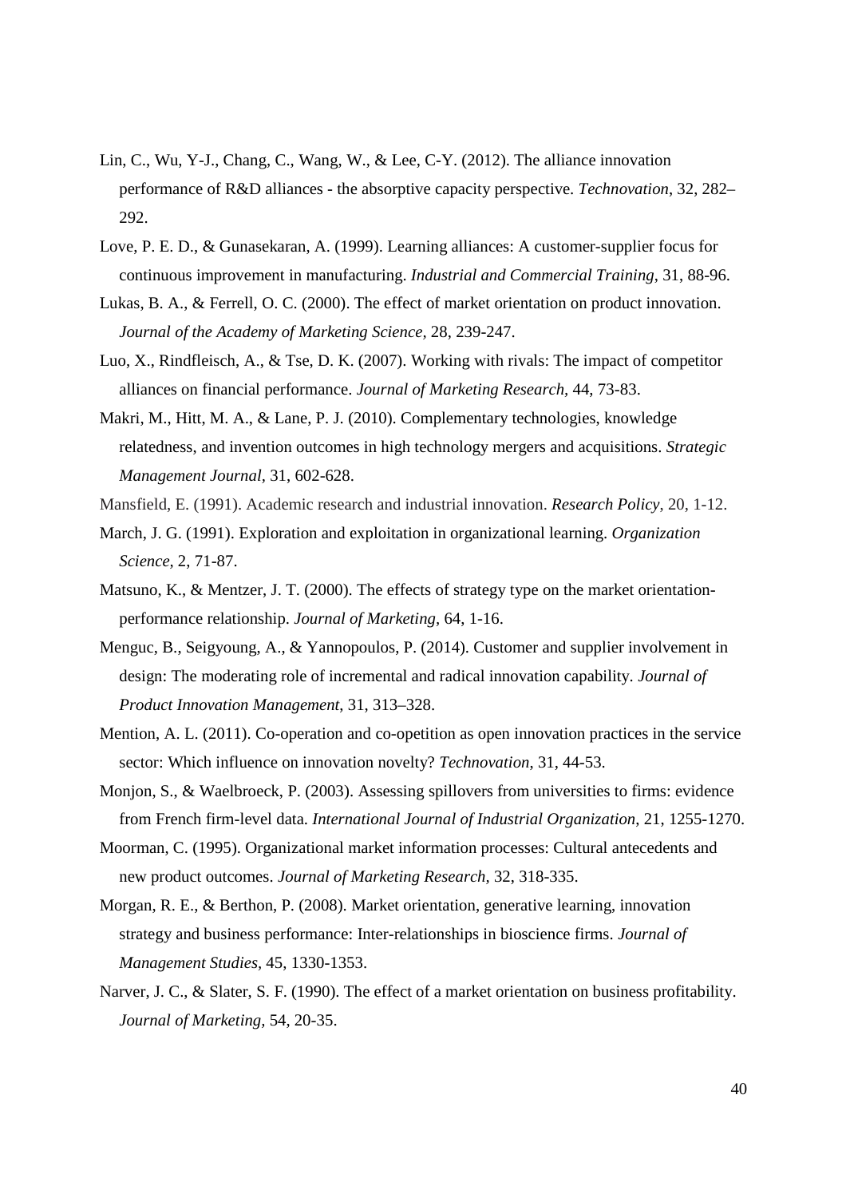Lin, C., Wu, Y-J., Chang, C., Wang, W., & Lee, C-Y. (2012). The alliance innovation performance of R&D alliances - the absorptive capacity perspective. *Technovation*, 32, 282–292.

Love, P. E. D., & Gunasekaran, A. (1999). Learning alliances: A customer-supplier focus for continuous improvement in manufacturing. *Industrial and Commercial Training*, 31, 88-96.

Lukas, B. A., & Ferrell, O. C. (2000). The effect of market orientation on product innovation. *Journal of the Academy of Marketing Science,* 28, 239-247.

Luo, X., Rindfleisch, A., & Tse, D. K. (2007). Working with rivals: The impact of competitor alliances on financial performance. *Journal of Marketing Research,* 44, 73-83.

Makri, M., Hitt, M. A., & Lane, P. J. (2010). Complementary technologies, knowledge relatedness, and invention outcomes in high technology mergers and acquisitions. *Strategic Management Journal,* 31, 602-628.

Mansfield, E. (1991). Academic research and industrial innovation. *Research Policy*, 20, 1-12.

March, J. G. (1991). Exploration and exploitation in organizational learning. *Organization Science,* 2, 71-87.

Matsuno, K., & Mentzer, J. T. (2000). The effects of strategy type on the market orientation-performance relationship. *Journal of Marketing,* 64, 1-16.

Menguc, B., Seigyoung, A., & Yannopoulos, P. (2014). Customer and supplier involvement in design: The moderating role of incremental and radical innovation capability. *Journal of Product Innovation Management*, 31, 313–328.

Mention, A. L. (2011). Co-operation and co-opetition as open innovation practices in the service sector: Which influence on innovation novelty? *Technovation*, 31, 44-53.

Monjon, S., & Waelbroeck, P. (2003). Assessing spillovers from universities to firms: evidence from French firm-level data. *International Journal of Industrial Organization*, 21, 1255-1270.

Moorman, C. (1995). Organizational market information processes: Cultural antecedents and new product outcomes. *Journal of Marketing Research,* 32, 318-335.

Morgan, R. E., & Berthon, P. (2008). Market orientation, generative learning, innovation strategy and business performance: Inter-relationships in bioscience firms. *Journal of Management Studies,* 45, 1330-1353.

Narver, J. C., & Slater, S. F. (1990). The effect of a market orientation on business profitability. *Journal of Marketing,* 54, 20-35.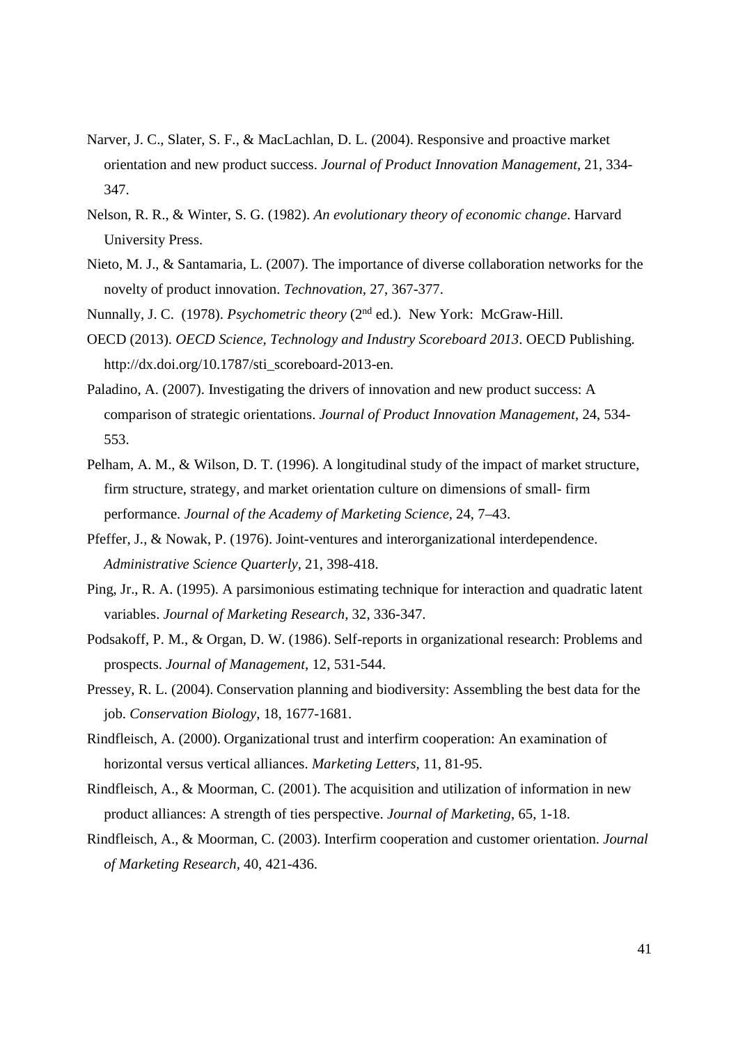Narver, J. C., Slater, S. F., & MacLachlan, D. L. (2004). Responsive and proactive market orientation and new product success. *Journal of Product Innovation Management*, 21, 334-347.

Nelson, R. R., & Winter, S. G. (1982). *An evolutionary theory of economic change*. Harvard University Press.

Nieto, M. J., & Santamaria, L. (2007). The importance of diverse collaboration networks for the novelty of product innovation. *Technovation*, 27, 367-377.

Nunnally, J. C. (1978). *Psychometric theory* (2nd ed.). New York: McGraw-Hill.

OECD (2013). *OECD Science, Technology and Industry Scoreboard 2013*. OECD Publishing. http://dx.doi.org/10.1787/sti_scoreboard-2013-en.

Paladino, A. (2007). Investigating the drivers of innovation and new product success: A comparison of strategic orientations. *Journal of Product Innovation Management*, 24, 534-553.

Pelham, A. M., & Wilson, D. T. (1996). A longitudinal study of the impact of market structure, firm structure, strategy, and market orientation culture on dimensions of small- firm performance. *Journal of the Academy of Marketing Science*, 24, 7–43.

Pfeffer, J., & Nowak, P. (1976). Joint-ventures and interorganizational interdependence. *Administrative Science Quarterly*, 21, 398-418.

Ping, Jr., R. A. (1995). A parsimonious estimating technique for interaction and quadratic latent variables. *Journal of Marketing Research*, 32, 336-347.

Podsakoff, P. M., & Organ, D. W. (1986). Self-reports in organizational research: Problems and prospects. *Journal of Management*, 12, 531-544.

Pressey, R. L. (2004). Conservation planning and biodiversity: Assembling the best data for the job. *Conservation Biology*, 18, 1677-1681.

Rindfleisch, A. (2000). Organizational trust and interfirm cooperation: An examination of horizontal versus vertical alliances. *Marketing Letters*, 11, 81-95.

Rindfleisch, A., & Moorman, C. (2001). The acquisition and utilization of information in new product alliances: A strength of ties perspective. *Journal of Marketing*, 65, 1-18.

Rindfleisch, A., & Moorman, C. (2003). Interfirm cooperation and customer orientation. *Journal of Marketing Research*, 40, 421-436.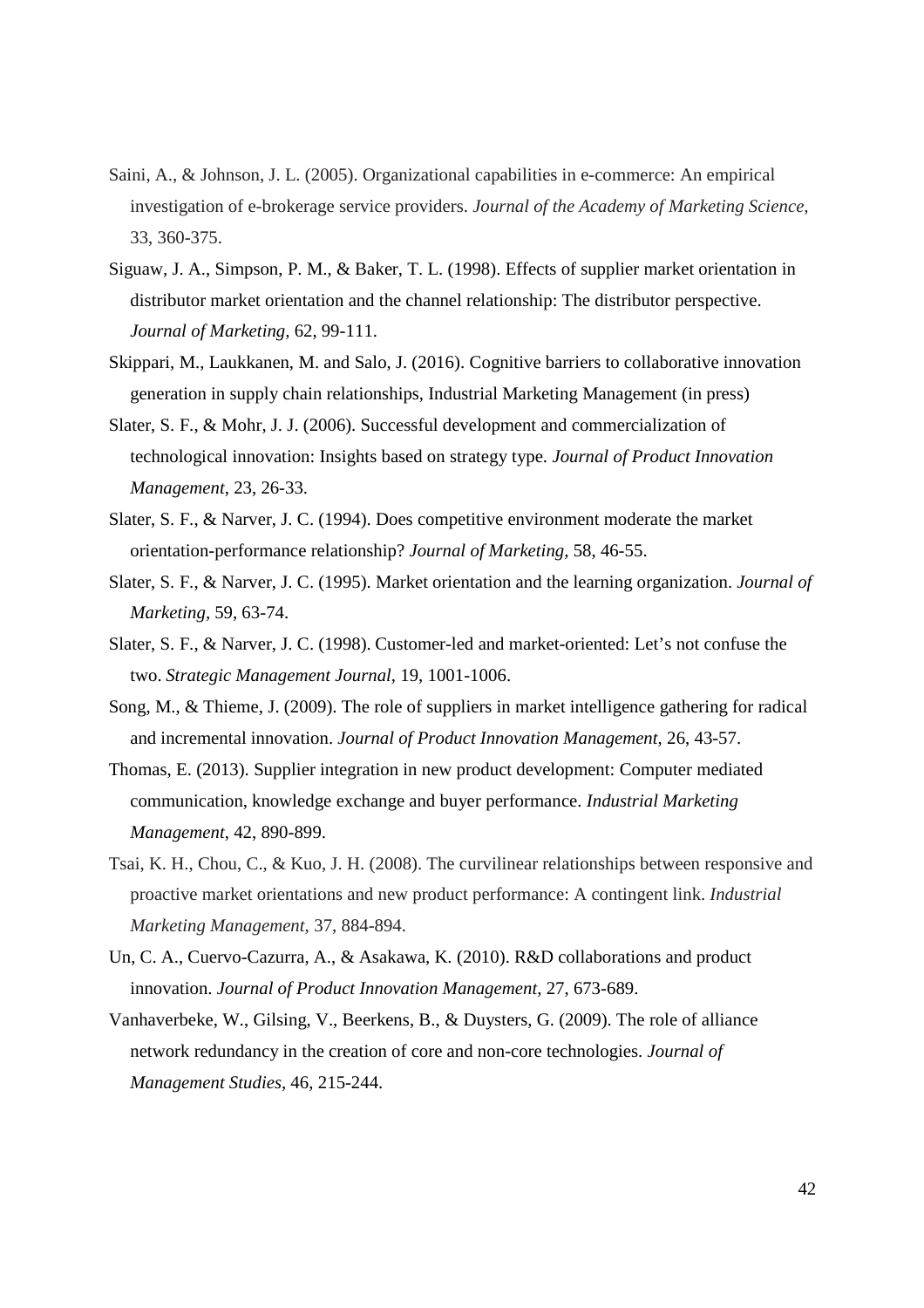Saini, A., & Johnson, J. L. (2005). Organizational capabilities in e-commerce: An empirical investigation of e-brokerage service providers. *Journal of the Academy of Marketing Science,* 33, 360-375.

Siguaw, J. A., Simpson, P. M., & Baker, T. L. (1998). Effects of supplier market orientation in distributor market orientation and the channel relationship: The distributor perspective. *Journal of Marketing,* 62, 99-111.

Skippari, M., Laukkanen, M. and Salo, J. (2016). Cognitive barriers to collaborative innovation generation in supply chain relationships, Industrial Marketing Management (in press)

Slater, S. F., & Mohr, J. J. (2006). Successful development and commercialization of technological innovation: Insights based on strategy type. *Journal of Product Innovation Management*, 23, 26-33.

Slater, S. F., & Narver, J. C. (1994). Does competitive environment moderate the market orientation-performance relationship? *Journal of Marketing,* 58, 46-55.

Slater, S. F., & Narver, J. C. (1995). Market orientation and the learning organization. *Journal of Marketing,* 59, 63-74.

Slater, S. F., & Narver, J. C. (1998). Customer-led and market-oriented: Let's not confuse the two. *Strategic Management Journal*, 19, 1001-1006.

Song, M., & Thieme, J. (2009). The role of suppliers in market intelligence gathering for radical and incremental innovation. *Journal of Product Innovation Management,* 26, 43-57.

Thomas, E. (2013). Supplier integration in new product development: Computer mediated communication, knowledge exchange and buyer performance. *Industrial Marketing Management*, 42, 890-899.

Tsai, K. H., Chou, C., & Kuo, J. H. (2008). The curvilinear relationships between responsive and proactive market orientations and new product performance: A contingent link. *Industrial Marketing Management,* 37, 884-894.

Un, C. A., Cuervo-Cazurra, A., & Asakawa, K. (2010). R&D collaborations and product innovation. *Journal of Product Innovation Management,* 27, 673-689.

Vanhaverbeke, W., Gilsing, V., Beerkens, B., & Duysters, G. (2009). The role of alliance network redundancy in the creation of core and non-core technologies. *Journal of Management Studies,* 46, 215-244.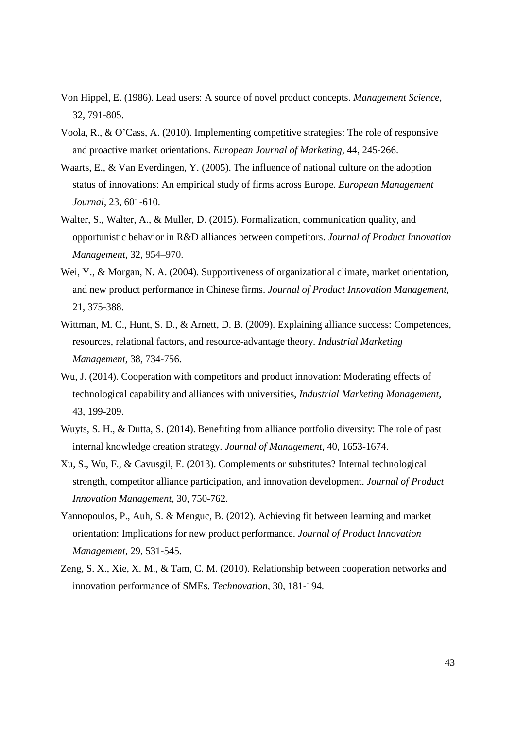Von Hippel, E. (1986). Lead users: A source of novel product concepts. *Management Science,* 32, 791-805.

Voola, R., & O'Cass, A. (2010). Implementing competitive strategies: The role of responsive and proactive market orientations. *European Journal of Marketing,* 44, 245-266.

Waarts, E., & Van Everdingen, Y. (2005). The influence of national culture on the adoption status of innovations: An empirical study of firms across Europe. *European Management Journal*, 23, 601-610.

Walter, S., Walter, A., & Muller, D. (2015). Formalization, communication quality, and opportunistic behavior in R&D alliances between competitors. *Journal of Product Innovation Management,* 32, 954–970.

Wei, Y., & Morgan, N. A. (2004). Supportiveness of organizational climate, market orientation, and new product performance in Chinese firms. *Journal of Product Innovation Management*, 21, 375-388.

Wittman, M. C., Hunt, S. D., & Arnett, D. B. (2009). Explaining alliance success: Competences, resources, relational factors, and resource-advantage theory. *Industrial Marketing Management*, 38, 734-756.

Wu, J. (2014). Cooperation with competitors and product innovation: Moderating effects of technological capability and alliances with universities, *Industrial Marketing Management*, 43, 199-209.

Wuyts, S. H., & Dutta, S. (2014). Benefiting from alliance portfolio diversity: The role of past internal knowledge creation strategy. *Journal of Management*, 40, 1653-1674.

Xu, S., Wu, F., & Cavusgil, E. (2013). Complements or substitutes? Internal technological strength, competitor alliance participation, and innovation development. *Journal of Product Innovation Management,* 30, 750-762.

Yannopoulos, P., Auh, S. & Menguc, B. (2012). Achieving fit between learning and market orientation: Implications for new product performance. *Journal of Product Innovation Management,* 29, 531-545.

Zeng, S. X., Xie, X. M., & Tam, C. M. (2010). Relationship between cooperation networks and innovation performance of SMEs. *Technovation,* 30, 181-194.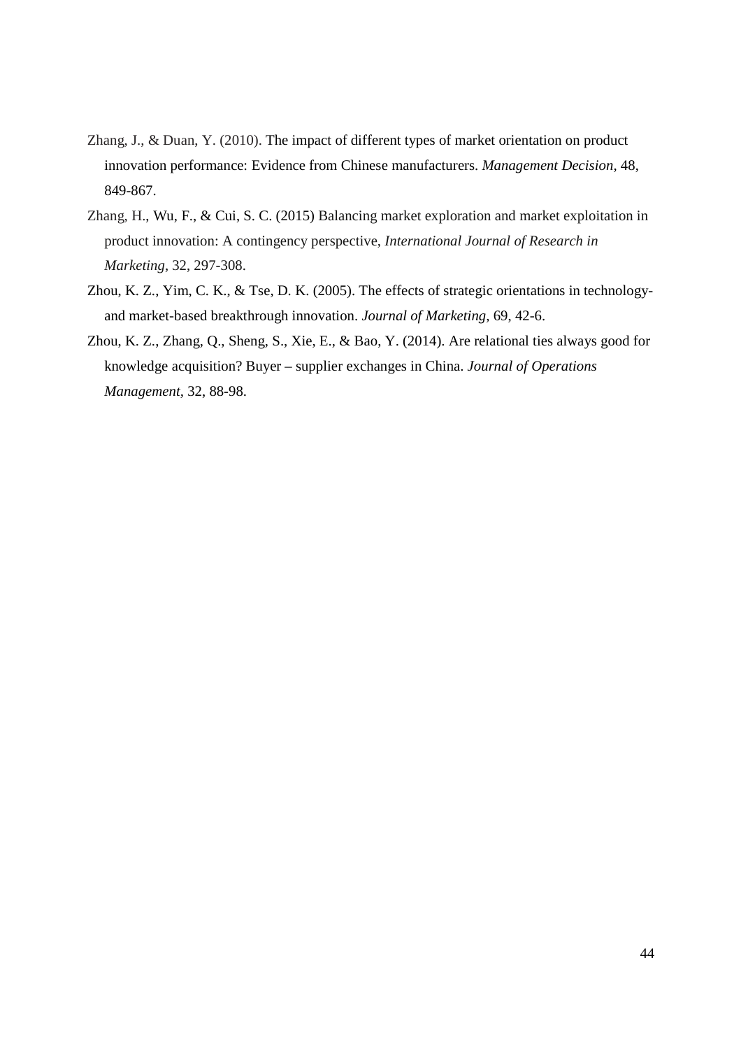Zhang, J., & Duan, Y. (2010). The impact of different types of market orientation on product innovation performance: Evidence from Chinese manufacturers. *Management Decision*, 48, 849-867.

Zhang, H., Wu, F., & Cui, S. C. (2015) Balancing market exploration and market exploitation in product innovation: A contingency perspective, *International Journal of Research in Marketing*, 32, 297-308.

Zhou, K. Z., Yim, C. K., & Tse, D. K. (2005). The effects of strategic orientations in technology- and market-based breakthrough innovation. *Journal of Marketing*, 69, 42-6.

Zhou, K. Z., Zhang, Q., Sheng, S., Xie, E., & Bao, Y. (2014). Are relational ties always good for knowledge acquisition? Buyer – supplier exchanges in China. *Journal of Operations Management*, 32, 88-98.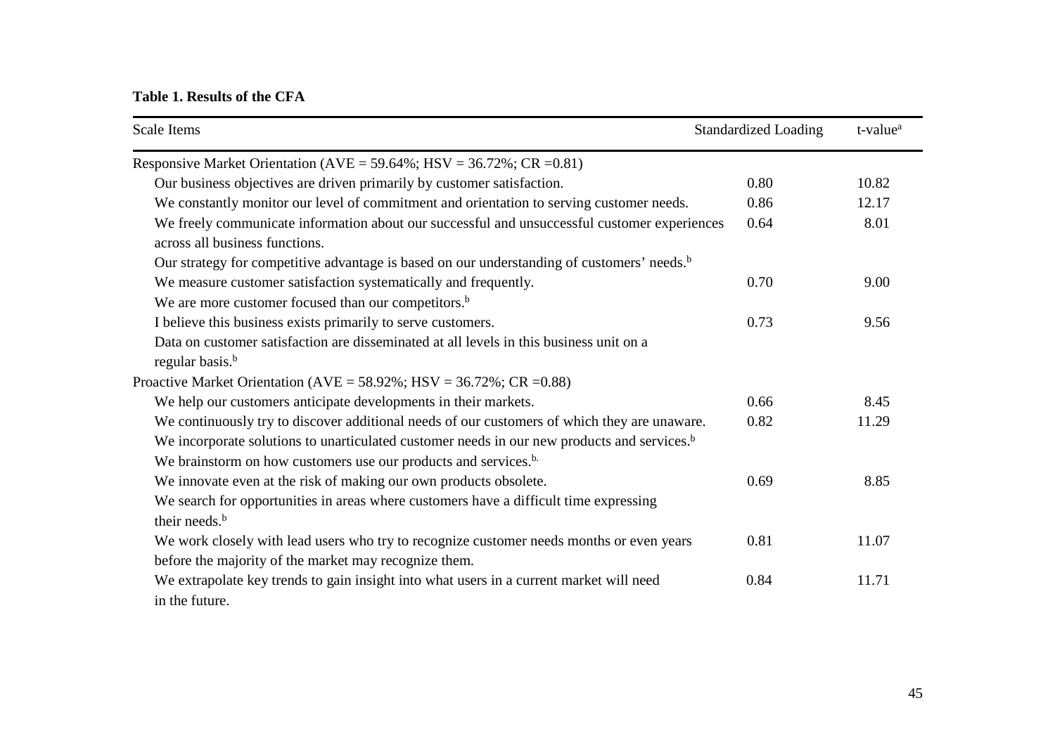**Table 1. Results of the CFA**

| Scale Items | Standardized Loading | t-value[a] |
|---|---|---|
| Responsive Market Orientation (AVE = 59.64%; HSV = 36.72%; CR =0.81) | | |
| Our business objectives are driven primarily by customer satisfaction. | 0.80 | 10.82 |
| We constantly monitor our level of commitment and orientation to serving customer needs. | 0.86 | 12.17 |
| We freely communicate information about our successful and unsuccessful customer experiences across all business functions. | 0.64 | 8.01 |
| Our strategy for competitive advantage is based on our understanding of customers' needs.[b] | | |
| We measure customer satisfaction systematically and frequently. | 0.70 | 9.00 |
| We are more customer focused than our competitors.[b] | | |
| I believe this business exists primarily to serve customers. | 0.73 | 9.56 |
| Data on customer satisfaction are disseminated at all levels in this business unit on a regular basis.[b] | | |
| Proactive Market Orientation (AVE = 58.92%; HSV = 36.72%; CR =0.88) | | |
| We help our customers anticipate developments in their markets. | 0.66 | 8.45 |
| We continuously try to discover additional needs of our customers of which they are unaware. | 0.82 | 11.29 |
| We incorporate solutions to unarticulated customer needs in our new products and services.[b] | | |
| We brainstorm on how customers use our products and services.[b] | | |
| We innovate even at the risk of making our own products obsolete. | 0.69 | 8.85 |
| We search for opportunities in areas where customers have a difficult time expressing their needs.[b] | | |
| We work closely with lead users who try to recognize customer needs months or even years before the majority of the market may recognize them. | 0.81 | 11.07 |
| We extrapolate key trends to gain insight into what users in a current market will need in the future. | 0.84 | 11.71 |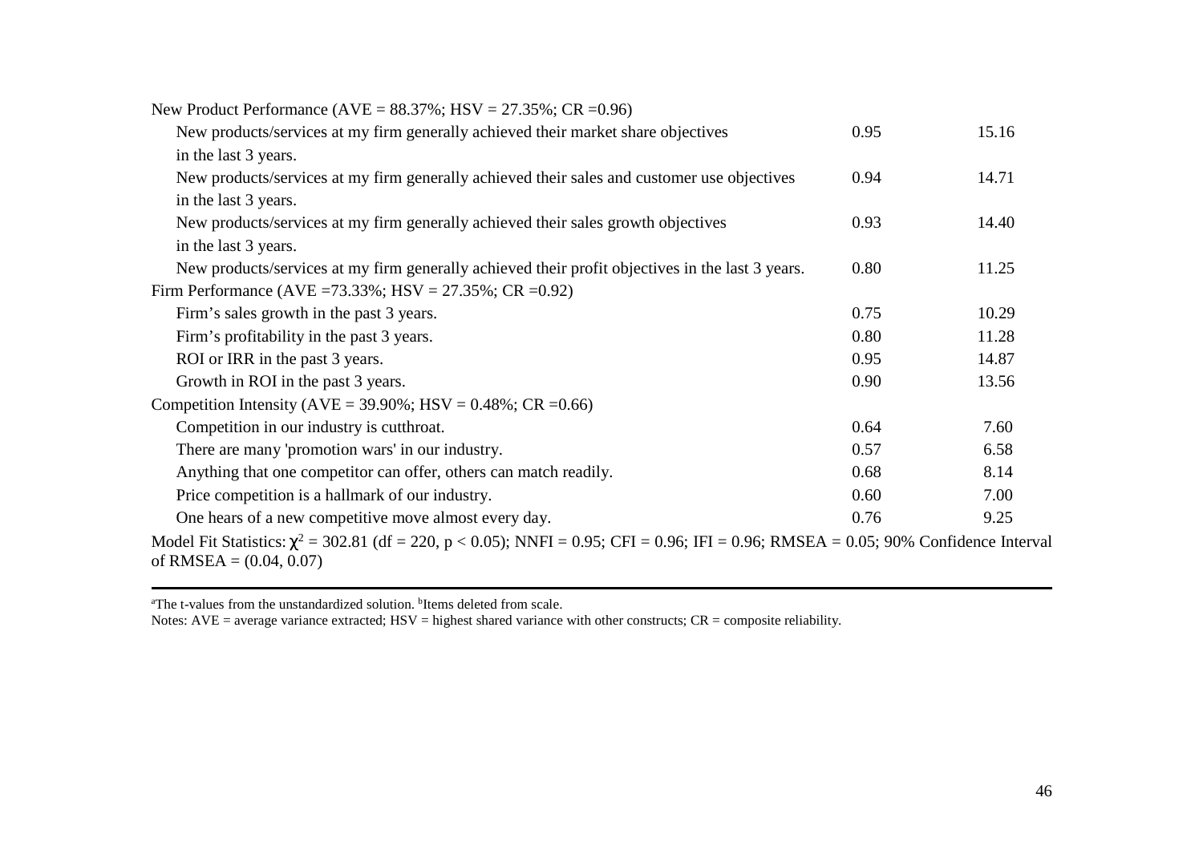| | | |
|---|---|---|
| New Product Performance (AVE = 88.37%; HSV = 27.35%; CR =0.96) | | |
| New products/services at my firm generally achieved their market share objectives in the last 3 years. | 0.95 | 15.16 |
| New products/services at my firm generally achieved their sales and customer use objectives in the last 3 years. | 0.94 | 14.71 |
| New products/services at my firm generally achieved their sales growth objectives in the last 3 years. | 0.93 | 14.40 |
| New products/services at my firm generally achieved their profit objectives in the last 3 years. | 0.80 | 11.25 |
| Firm Performance (AVE =73.33%; HSV = 27.35%; CR =0.92) | | |
| Firm's sales growth in the past 3 years. | 0.75 | 10.29 |
| Firm's profitability in the past 3 years. | 0.80 | 11.28 |
| ROI or IRR in the past 3 years. | 0.95 | 14.87 |
| Growth in ROI in the past 3 years. | 0.90 | 13.56 |
| Competition Intensity (AVE = 39.90%; HSV = 0.48%; CR =0.66) | | |
| Competition in our industry is cutthroat. | 0.64 | 7.60 |
| There are many 'promotion wars' in our industry. | 0.57 | 6.58 |
| Anything that one competitor can offer, others can match readily. | 0.68 | 8.14 |
| Price competition is a hallmark of our industry. | 0.60 | 7.00 |
| One hears of a new competitive move almost every day. | 0.76 | 9.25 |

Model Fit Statistics: $\chi^2 = 302.81$ (df = 220, $p < 0.05$); NNFI = 0.95; CFI = 0.96; IFI = 0.96; RMSEA = 0.05; 90% Confidence Interval of RMSEA = (0.04, 0.07)

[a]The t-values from the unstandardized solution. [b]Items deleted from scale.

Notes: AVE = average variance extracted; HSV = highest shared variance with other constructs; CR = composite reliability.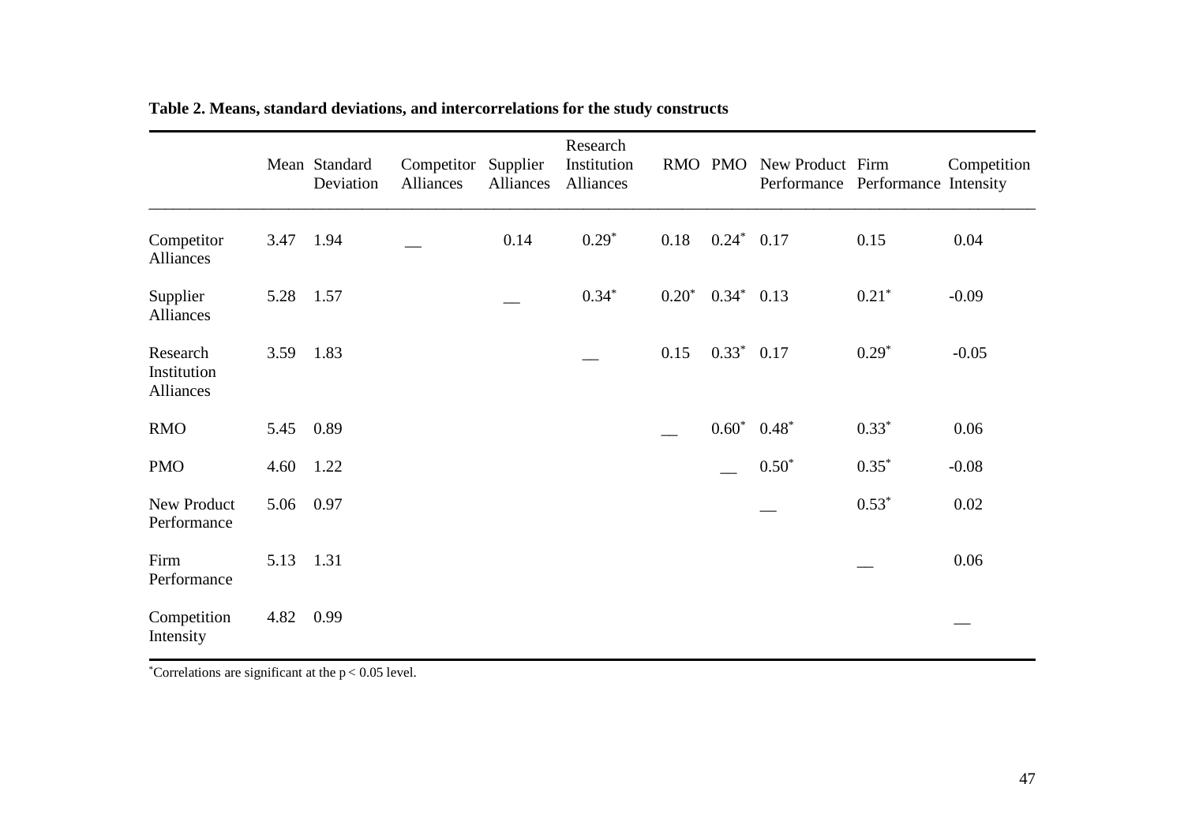**Table 2. Means, standard deviations, and intercorrelations for the study constructs**

| | Mean | Standard Deviation | Competitor Alliances | Supplier Alliances | Research Institution Alliances | RMO | PMO | New Product Performance | Firm Performance | Competition Intensity |
|---|---|---|---|---|---|---|---|---|---|---|
| Competitor Alliances | 3.47 | 1.94 | __ | 0.14 | 0.29* | 0.18 | 0.24* | 0.17 | 0.15 | 0.04 |
| Supplier Alliances | 5.28 | 1.57 | | __ | 0.34* | 0.20* | 0.34* | 0.13 | 0.21* | -0.09 |
| Research Institution Alliances | 3.59 | 1.83 | | | __ | 0.15 | 0.33* | 0.17 | 0.29* | -0.05 |
| RMO | 5.45 | 0.89 | | | | __ | 0.60* | 0.48* | 0.33* | 0.06 |
| PMO | 4.60 | 1.22 | | | | | __ | 0.50* | 0.35* | -0.08 |
| New Product Performance | 5.06 | 0.97 | | | | | | __ | 0.53* | 0.02 |
| Firm Performance | 5.13 | 1.31 | | | | | | | __ | 0.06 |
| Competition Intensity | 4.82 | 0.99 | | | | | | | | __ |

*Correlations are significant at the $p < 0.05$ level.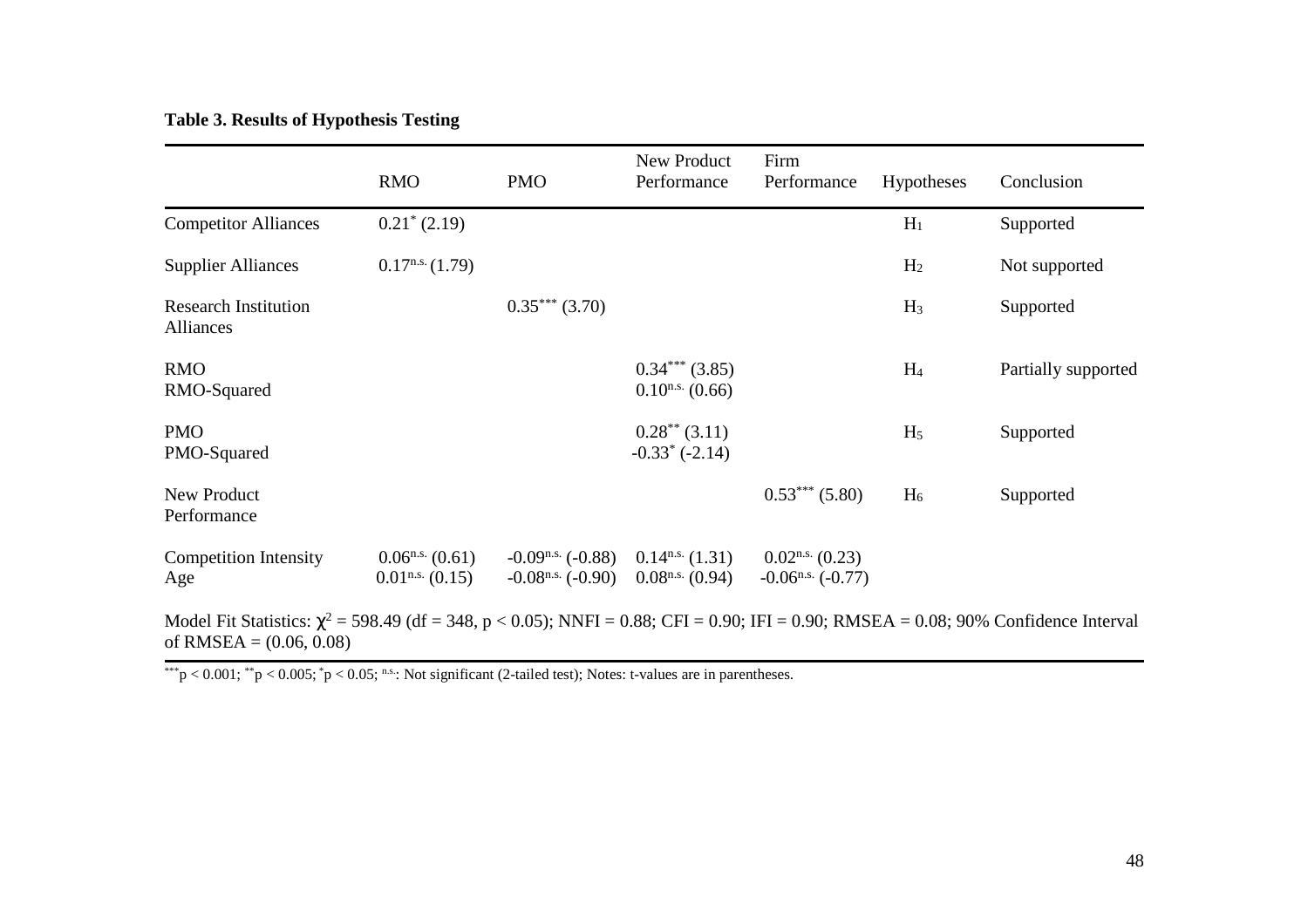**Table 3. Results of Hypothesis Testing**

| | RMO | PMO | New Product Performance | Firm Performance | Hypotheses | Conclusion |
|---|---|---|---|---|---|---|
| Competitor Alliances | $0.21^{*}$ (2.19) | | | | $H_1$ | Supported |
| Supplier Alliances | $0.17^{n.s.}$ (1.79) | | | | $H_2$ | Not supported |
| Research Institution Alliances | | $0.35^{***}$ (3.70) | | | $H_3$ | Supported |
| RMO<br>RMO-Squared | | | $0.34^{***}$ (3.85)<br>$0.10^{n.s.}$ (0.66) | | $H_4$ | Partially supported |
| PMO<br>PMO-Squared | | | $0.28^{**}$ (3.11)<br>$-0.33^{*}$ (-2.14) | | $H_5$ | Supported |
| New Product Performance | | | | $0.53^{***}$ (5.80) | $H_6$ | Supported |
| Competition Intensity<br>Age | $0.06^{n.s.}$ (0.61)<br>$0.01^{n.s.}$ (0.15) | $-0.09^{n.s.}$ (-0.88)<br>$-0.08^{n.s.}$ (-0.90) | $0.14^{n.s.}$ (1.31)<br>$0.08^{n.s.}$ (0.94) | $0.02^{n.s.}$ (0.23)<br>$-0.06^{n.s.}$ (-0.77) | | |

Model Fit Statistics: $\chi^2 = 598.49$ (df = 348, $p < 0.05$); NNFI = 0.88; CFI = 0.90; IFI = 0.90; RMSEA = 0.08; 90% Confidence Interval of RMSEA = (0.06, 0.08)

$^{***}p < 0.001$; $^{**}p < 0.005$; $^{*}p < 0.05$; n.s.: Not significant (2-tailed test); Notes: t-values are in parentheses.